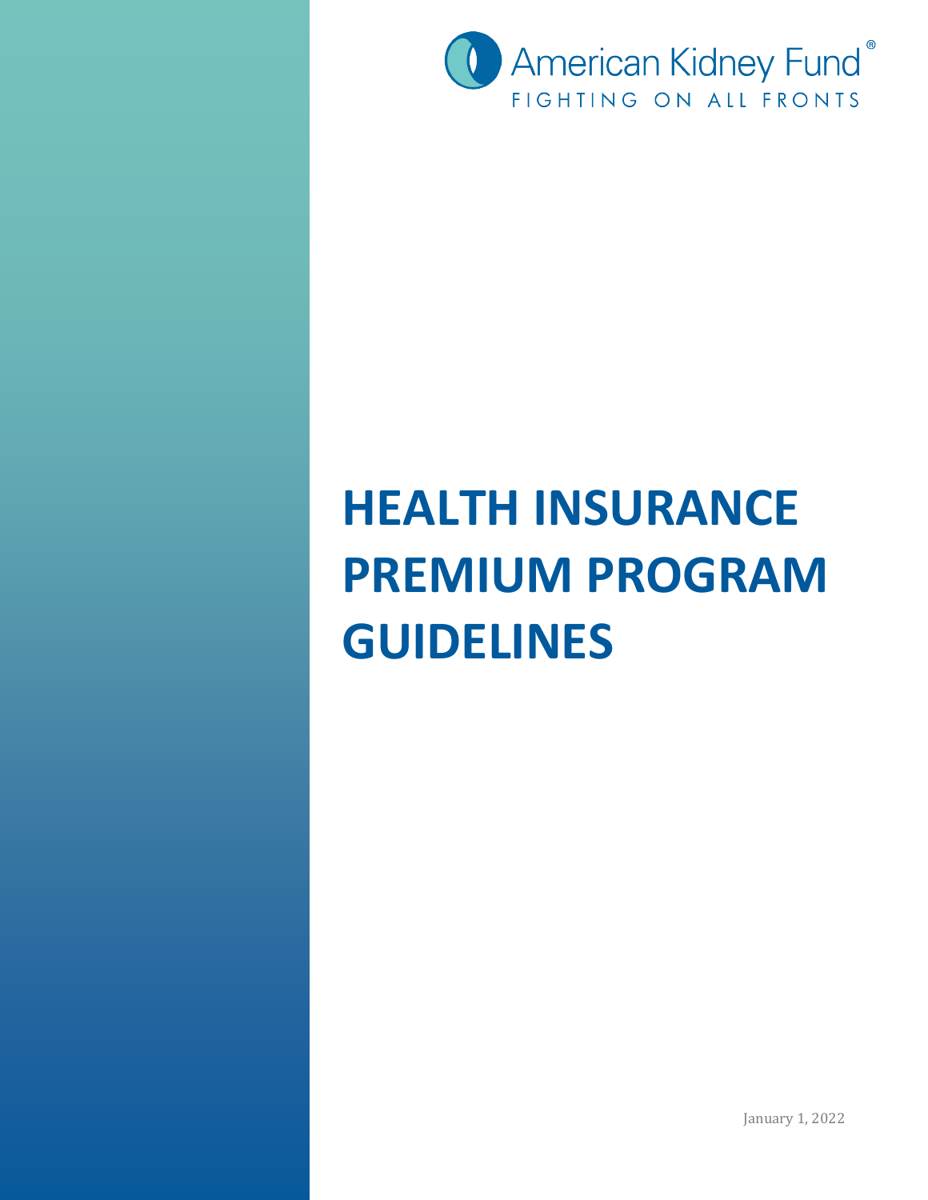American Kidney Fund®

FIGHTING ON ALL FRONTS

# HEALTH INSURANCE PREMIUM PROGRAM GUIDELINES

January 1, 2022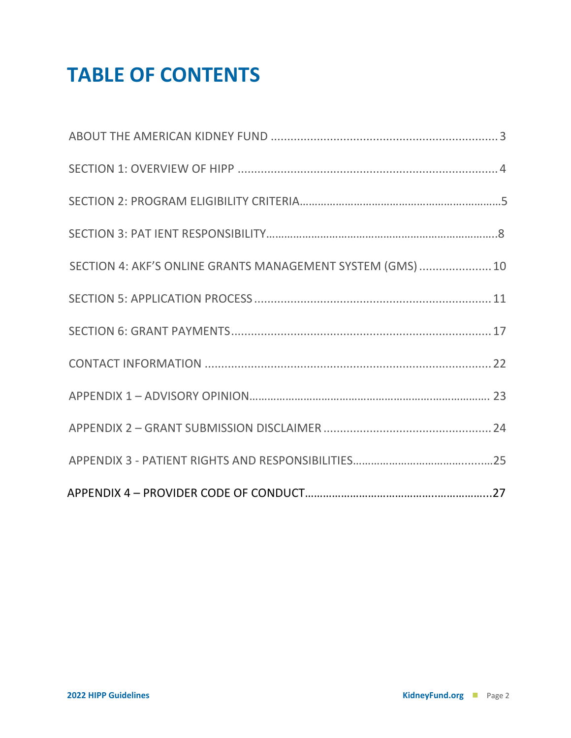# TABLE OF CONTENTS

ABOUT THE AMERICAN KIDNEY FUND ..................................................................... 3

SECTION 1: OVERVIEW OF HIPP ................................................................................ 4

SECTION 2: PROGRAM ELIGIBILITY CRITERIA..................................................................5

SECTION 3: PAT IENT RESPONSIBILITY...........................................................................8

SECTION 4: AKF'S ONLINE GRANTS MANAGEMENT SYSTEM (GMS) ...................... 10

SECTION 5: APPLICATION PROCESS ........................................................................ 11

SECTION 6: GRANT PAYMENTS................................................................................ 17

CONTACT INFORMATION ........................................................................................ 22

APPENDIX 1 – ADVISORY OPINION............................................................................. 23

APPENDIX 2 – GRANT SUBMISSION DISCLAIMER ................................................... 24

APPENDIX 3 - PATIENT RIGHTS AND RESPONSIBILITIES.............................................25

APPENDIX 4 – PROVIDER CODE OF CONDUCT............................................................27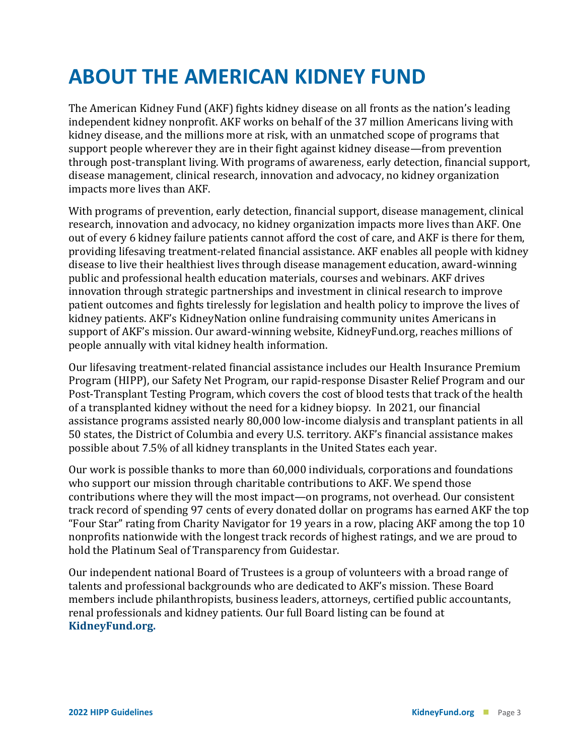# ABOUT THE AMERICAN KIDNEY FUND

The American Kidney Fund (AKF) fights kidney disease on all fronts as the nation's leading independent kidney nonprofit. AKF works on behalf of the 37 million Americans living with kidney disease, and the millions more at risk, with an unmatched scope of programs that support people wherever they are in their fight against kidney disease—from prevention through post-transplant living. With programs of awareness, early detection, financial support, disease management, clinical research, innovation and advocacy, no kidney organization impacts more lives than AKF.

With programs of prevention, early detection, financial support, disease management, clinical research, innovation and advocacy, no kidney organization impacts more lives than AKF. One out of every 6 kidney failure patients cannot afford the cost of care, and AKF is there for them, providing lifesaving treatment-related financial assistance. AKF enables all people with kidney disease to live their healthiest lives through disease management education, award-winning public and professional health education materials, courses and webinars. AKF drives innovation through strategic partnerships and investment in clinical research to improve patient outcomes and fights tirelessly for legislation and health policy to improve the lives of kidney patients. AKF's KidneyNation online fundraising community unites Americans in support of AKF's mission. Our award-winning website, KidneyFund.org, reaches millions of people annually with vital kidney health information.

Our lifesaving treatment-related financial assistance includes our Health Insurance Premium Program (HIPP), our Safety Net Program, our rapid-response Disaster Relief Program and our Post-Transplant Testing Program, which covers the cost of blood tests that track of the health of a transplanted kidney without the need for a kidney biopsy. In 2021, our financial assistance programs assisted nearly 80,000 low-income dialysis and transplant patients in all 50 states, the District of Columbia and every U.S. territory. AKF's financial assistance makes possible about 7.5% of all kidney transplants in the United States each year.

Our work is possible thanks to more than 60,000 individuals, corporations and foundations who support our mission through charitable contributions to AKF. We spend those contributions where they will the most impact—on programs, not overhead. Our consistent track record of spending 97 cents of every donated dollar on programs has earned AKF the top "Four Star" rating from Charity Navigator for 19 years in a row, placing AKF among the top 10 nonprofits nationwide with the longest track records of highest ratings, and we are proud to hold the Platinum Seal of Transparency from Guidestar.

Our independent national Board of Trustees is a group of volunteers with a broad range of talents and professional backgrounds who are dedicated to AKF's mission. These Board members include philanthropists, business leaders, attorneys, certified public accountants, renal professionals and kidney patients. Our full Board listing can be found at **KidneyFund.org.**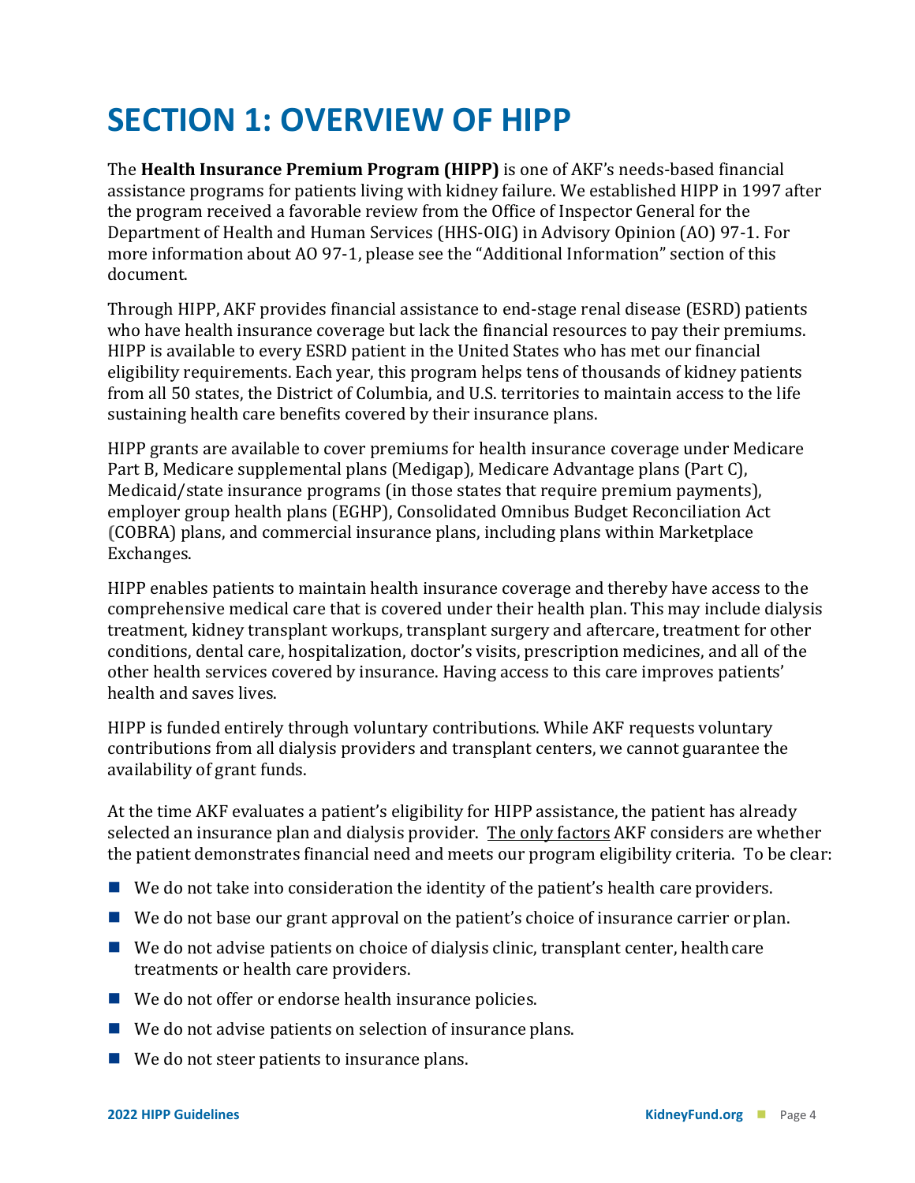# SECTION 1: OVERVIEW OF HIPP

The **Health Insurance Premium Program (HIPP)** is one of AKF's needs-based financial assistance programs for patients living with kidney failure. We established HIPP in 1997 after the program received a favorable review from the Office of Inspector General for the Department of Health and Human Services (HHS-OIG) in Advisory Opinion (AO) 97-1. For more information about AO 97-1, please see the "Additional Information" section of this document.

Through HIPP, AKF provides financial assistance to end-stage renal disease (ESRD) patients who have health insurance coverage but lack the financial resources to pay their premiums. HIPP is available to every ESRD patient in the United States who has met our financial eligibility requirements. Each year, this program helps tens of thousands of kidney patients from all 50 states, the District of Columbia, and U.S. territories to maintain access to the life sustaining health care benefits covered by their insurance plans.

HIPP grants are available to cover premiums for health insurance coverage under Medicare Part B, Medicare supplemental plans (Medigap), Medicare Advantage plans (Part C), Medicaid/state insurance programs (in those states that require premium payments), employer group health plans (EGHP), Consolidated Omnibus Budget Reconciliation Act (COBRA) plans, and commercial insurance plans, including plans within Marketplace Exchanges.

HIPP enables patients to maintain health insurance coverage and thereby have access to the comprehensive medical care that is covered under their health plan. This may include dialysis treatment, kidney transplant workups, transplant surgery and aftercare, treatment for other conditions, dental care, hospitalization, doctor's visits, prescription medicines, and all of the other health services covered by insurance. Having access to this care improves patients' health and saves lives.

HIPP is funded entirely through voluntary contributions. While AKF requests voluntary contributions from all dialysis providers and transplant centers, we cannot guarantee the availability of grant funds.

At the time AKF evaluates a patient's eligibility for HIPP assistance, the patient has already selected an insurance plan and dialysis provider. <u>The only factors</u> AKF considers are whether the patient demonstrates financial need and meets our program eligibility criteria. To be clear:

- We do not take into consideration the identity of the patient's health care providers.
- We do not base our grant approval on the patient's choice of insurance carrier or plan.
- We do not advise patients on choice of dialysis clinic, transplant center, health care treatments or health care providers.
- We do not offer or endorse health insurance policies.
- We do not advise patients on selection of insurance plans.
- We do not steer patients to insurance plans.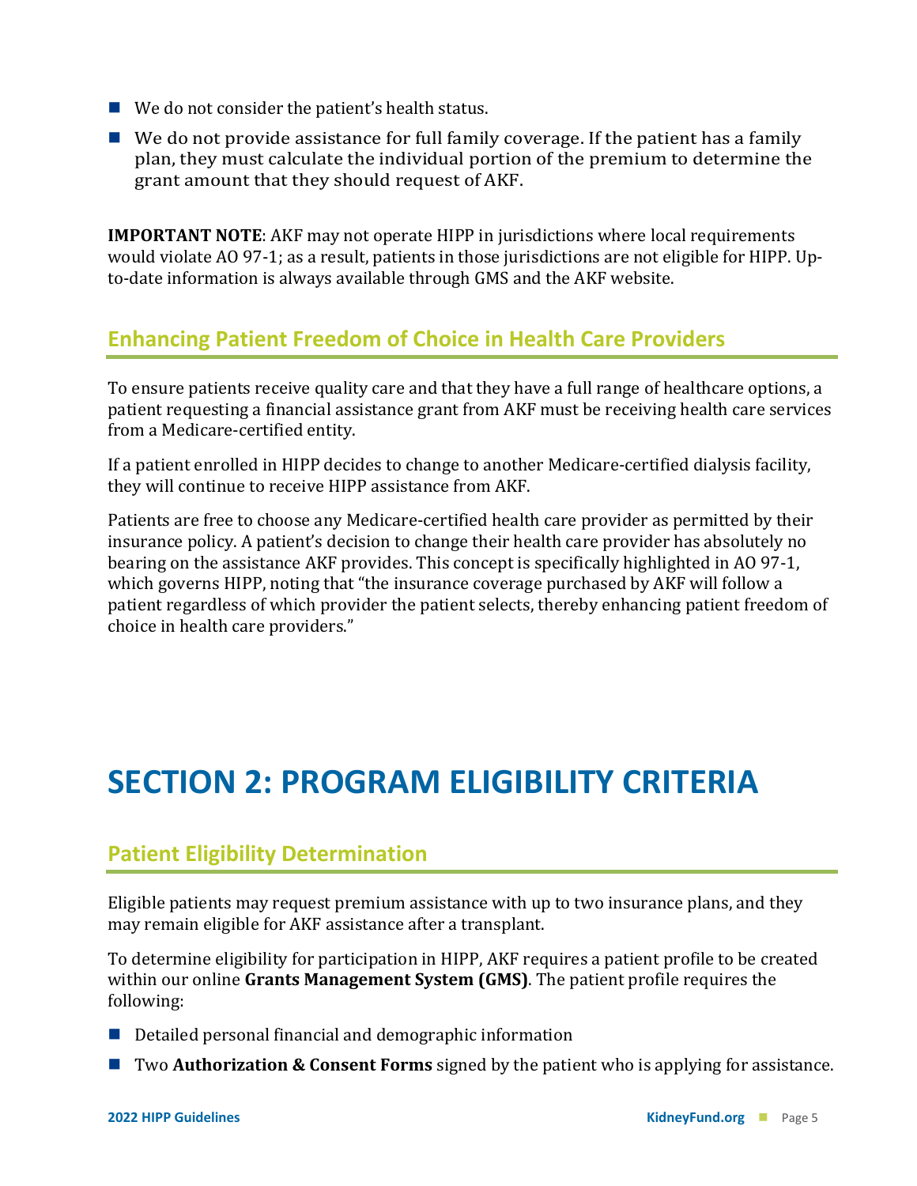- We do not consider the patient's health status.
- We do not provide assistance for full family coverage. If the patient has a family plan, they must calculate the individual portion of the premium to determine the grant amount that they should request of AKF.

**IMPORTANT NOTE**: AKF may not operate HIPP in jurisdictions where local requirements would violate AO 97-1; as a result, patients in those jurisdictions are not eligible for HIPP. Up-to-date information is always available through GMS and the AKF website.

## Enhancing Patient Freedom of Choice in Health Care Providers

To ensure patients receive quality care and that they have a full range of healthcare options, a patient requesting a financial assistance grant from AKF must be receiving health care services from a Medicare-certified entity.

If a patient enrolled in HIPP decides to change to another Medicare-certified dialysis facility, they will continue to receive HIPP assistance from AKF.

Patients are free to choose any Medicare-certified health care provider as permitted by their insurance policy. A patient's decision to change their health care provider has absolutely no bearing on the assistance AKF provides. This concept is specifically highlighted in AO 97-1, which governs HIPP, noting that "the insurance coverage purchased by AKF will follow a patient regardless of which provider the patient selects, thereby enhancing patient freedom of choice in health care providers."

# SECTION 2: PROGRAM ELIGIBILITY CRITERIA

## Patient Eligibility Determination

Eligible patients may request premium assistance with up to two insurance plans, and they may remain eligible for AKF assistance after a transplant.

To determine eligibility for participation in HIPP, AKF requires a patient profile to be created within our online **Grants Management System (GMS)**. The patient profile requires the following:

- Detailed personal financial and demographic information
- Two **Authorization & Consent Forms** signed by the patient who is applying for assistance.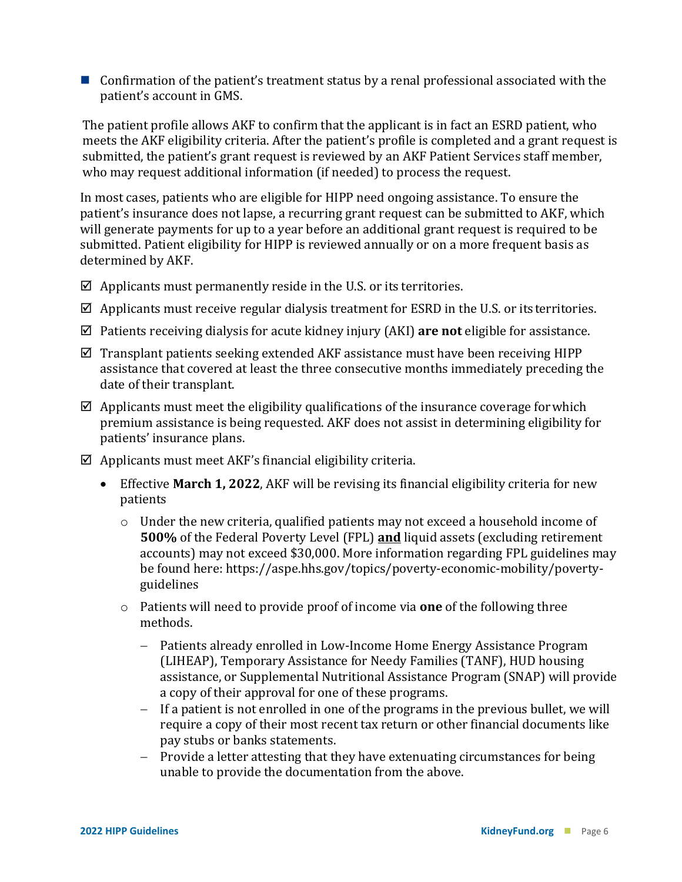- Confirmation of the patient's treatment status by a renal professional associated with the patient's account in GMS.

The patient profile allows AKF to confirm that the applicant is in fact an ESRD patient, who meets the AKF eligibility criteria. After the patient's profile is completed and a grant request is submitted, the patient's grant request is reviewed by an AKF Patient Services staff member, who may request additional information (if needed) to process the request.

In most cases, patients who are eligible for HIPP need ongoing assistance. To ensure the patient's insurance does not lapse, a recurring grant request can be submitted to AKF, which will generate payments for up to a year before an additional grant request is required to be submitted. Patient eligibility for HIPP is reviewed annually or on a more frequent basis as determined by AKF.

- ☑ Applicants must permanently reside in the U.S. or its territories.
- ☑ Applicants must receive regular dialysis treatment for ESRD in the U.S. or its territories.
- ☑ Patients receiving dialysis for acute kidney injury (AKI) **are not** eligible for assistance.
- ☑ Transplant patients seeking extended AKF assistance must have been receiving HIPP assistance that covered at least the three consecutive months immediately preceding the date of their transplant.
- ☑ Applicants must meet the eligibility qualifications of the insurance coverage for which premium assistance is being requested. AKF does not assist in determining eligibility for patients' insurance plans.
- ☑ Applicants must meet AKF's financial eligibility criteria.
  - Effective **March 1, 2022**, AKF will be revising its financial eligibility criteria for new patients
    - Under the new criteria, qualified patients may not exceed a household income of **500%** of the Federal Poverty Level (FPL) **and** liquid assets (excluding retirement accounts) may not exceed $30,000. More information regarding FPL guidelines may be found here: https://aspe.hhs.gov/topics/poverty-economic-mobility/poverty-guidelines
    - Patients will need to provide proof of income via **one** of the following three methods.
      - Patients already enrolled in Low-Income Home Energy Assistance Program (LIHEAP), Temporary Assistance for Needy Families (TANF), HUD housing assistance, or Supplemental Nutritional Assistance Program (SNAP) will provide a copy of their approval for one of these programs.
      - If a patient is not enrolled in one of the programs in the previous bullet, we will require a copy of their most recent tax return or other financial documents like pay stubs or banks statements.
      - Provide a letter attesting that they have extenuating circumstances for being unable to provide the documentation from the above.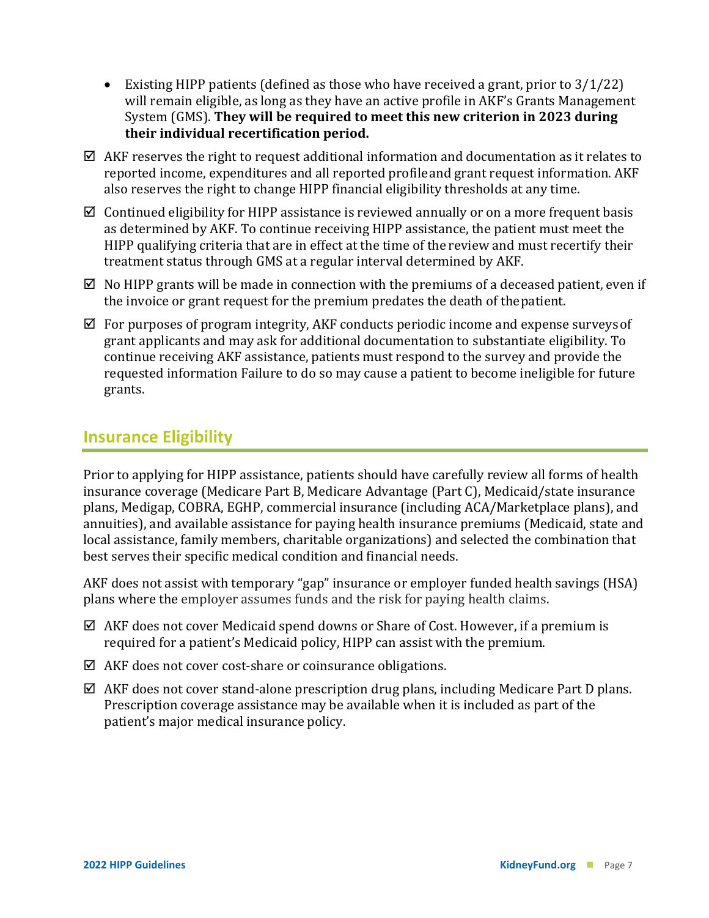- Existing HIPP patients (defined as those who have received a grant, prior to 3/1/22) will remain eligible, as long as they have an active profile in AKF's Grants Management System (GMS). **They will be required to meet this new criterion in 2023 during their individual recertification period.**

☑ AKF reserves the right to request additional information and documentation as it relates to reported income, expenditures and all reported profile and grant request information. AKF also reserves the right to change HIPP financial eligibility thresholds at any time.

☑ Continued eligibility for HIPP assistance is reviewed annually or on a more frequent basis as determined by AKF. To continue receiving HIPP assistance, the patient must meet the HIPP qualifying criteria that are in effect at the time of the review and must recertify their treatment status through GMS at a regular interval determined by AKF.

☑ No HIPP grants will be made in connection with the premiums of a deceased patient, even if the invoice or grant request for the premium predates the death of the patient.

☑ For purposes of program integrity, AKF conducts periodic income and expense surveys of grant applicants and may ask for additional documentation to substantiate eligibility. To continue receiving AKF assistance, patients must respond to the survey and provide the requested information Failure to do so may cause a patient to become ineligible for future grants.

## Insurance Eligibility

Prior to applying for HIPP assistance, patients should have carefully review all forms of health insurance coverage (Medicare Part B, Medicare Advantage (Part C), Medicaid/state insurance plans, Medigap, COBRA, EGHP, commercial insurance (including ACA/Marketplace plans), and annuities), and available assistance for paying health insurance premiums (Medicaid, state and local assistance, family members, charitable organizations) and selected the combination that best serves their specific medical condition and financial needs.

AKF does not assist with temporary "gap" insurance or employer funded health savings (HSA) plans where the employer assumes funds and the risk for paying health claims.

☑ AKF does not cover Medicaid spend downs or Share of Cost. However, if a premium is required for a patient's Medicaid policy, HIPP can assist with the premium.

☑ AKF does not cover cost-share or coinsurance obligations.

☑ AKF does not cover stand-alone prescription drug plans, including Medicare Part D plans. Prescription coverage assistance may be available when it is included as part of the patient's major medical insurance policy.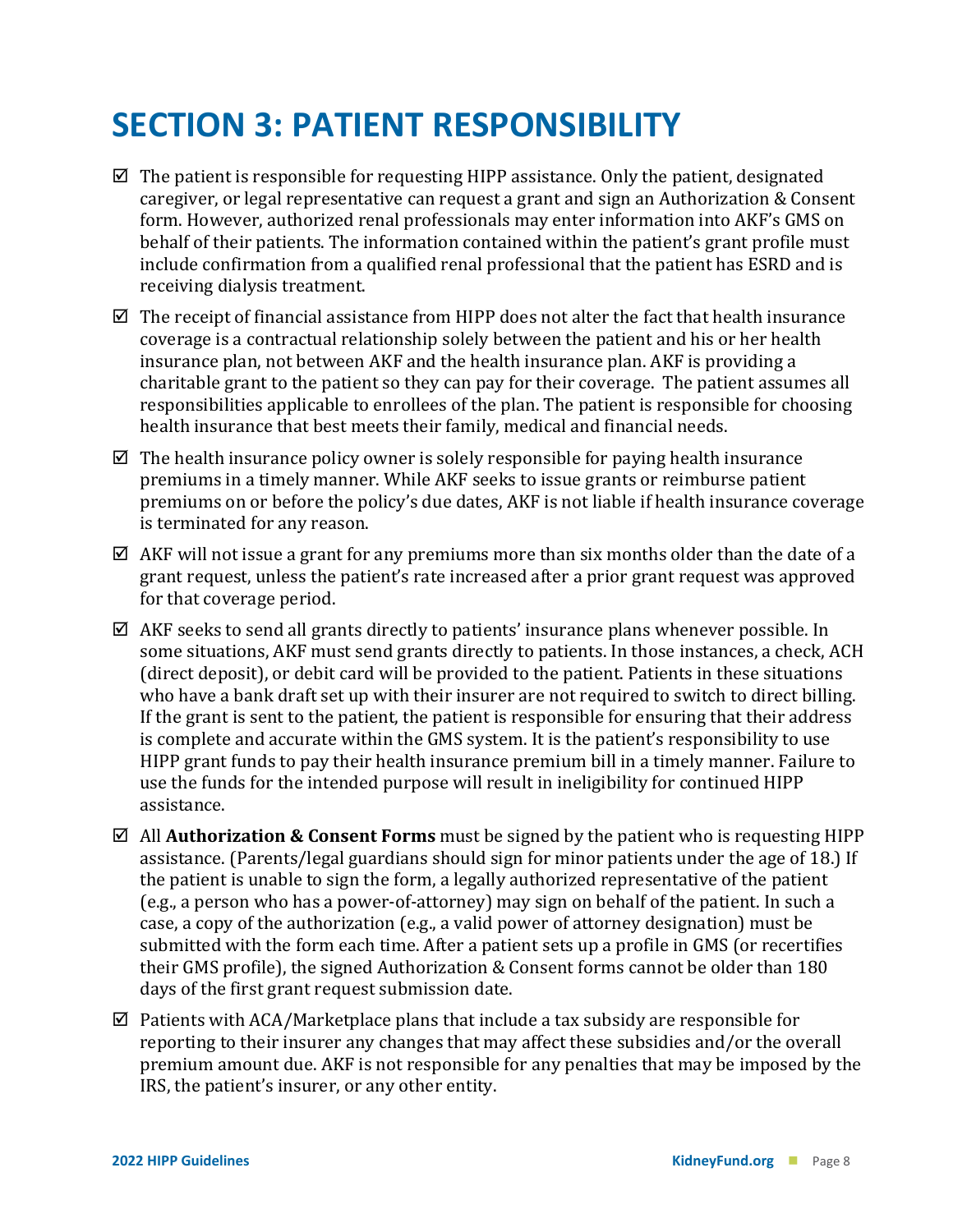# SECTION 3: PATIENT RESPONSIBILITY

- ☑ The patient is responsible for requesting HIPP assistance. Only the patient, designated caregiver, or legal representative can request a grant and sign an Authorization & Consent form. However, authorized renal professionals may enter information into AKF's GMS on behalf of their patients. The information contained within the patient's grant profile must include confirmation from a qualified renal professional that the patient has ESRD and is receiving dialysis treatment.
- ☑ The receipt of financial assistance from HIPP does not alter the fact that health insurance coverage is a contractual relationship solely between the patient and his or her health insurance plan, not between AKF and the health insurance plan. AKF is providing a charitable grant to the patient so they can pay for their coverage. The patient assumes all responsibilities applicable to enrollees of the plan. The patient is responsible for choosing health insurance that best meets their family, medical and financial needs.
- ☑ The health insurance policy owner is solely responsible for paying health insurance premiums in a timely manner. While AKF seeks to issue grants or reimburse patient premiums on or before the policy's due dates, AKF is not liable if health insurance coverage is terminated for any reason.
- ☑ AKF will not issue a grant for any premiums more than six months older than the date of a grant request, unless the patient's rate increased after a prior grant request was approved for that coverage period.
- ☑ AKF seeks to send all grants directly to patients' insurance plans whenever possible. In some situations, AKF must send grants directly to patients. In those instances, a check, ACH (direct deposit), or debit card will be provided to the patient. Patients in these situations who have a bank draft set up with their insurer are not required to switch to direct billing. If the grant is sent to the patient, the patient is responsible for ensuring that their address is complete and accurate within the GMS system. It is the patient's responsibility to use HIPP grant funds to pay their health insurance premium bill in a timely manner. Failure to use the funds for the intended purpose will result in ineligibility for continued HIPP assistance.
- ☑ All **Authorization & Consent Forms** must be signed by the patient who is requesting HIPP assistance. (Parents/legal guardians should sign for minor patients under the age of 18.) If the patient is unable to sign the form, a legally authorized representative of the patient (e.g., a person who has a power-of-attorney) may sign on behalf of the patient. In such a case, a copy of the authorization (e.g., a valid power of attorney designation) must be submitted with the form each time. After a patient sets up a profile in GMS (or recertifies their GMS profile), the signed Authorization & Consent forms cannot be older than 180 days of the first grant request submission date.
- ☑ Patients with ACA/Marketplace plans that include a tax subsidy are responsible for reporting to their insurer any changes that may affect these subsidies and/or the overall premium amount due. AKF is not responsible for any penalties that may be imposed by the IRS, the patient's insurer, or any other entity.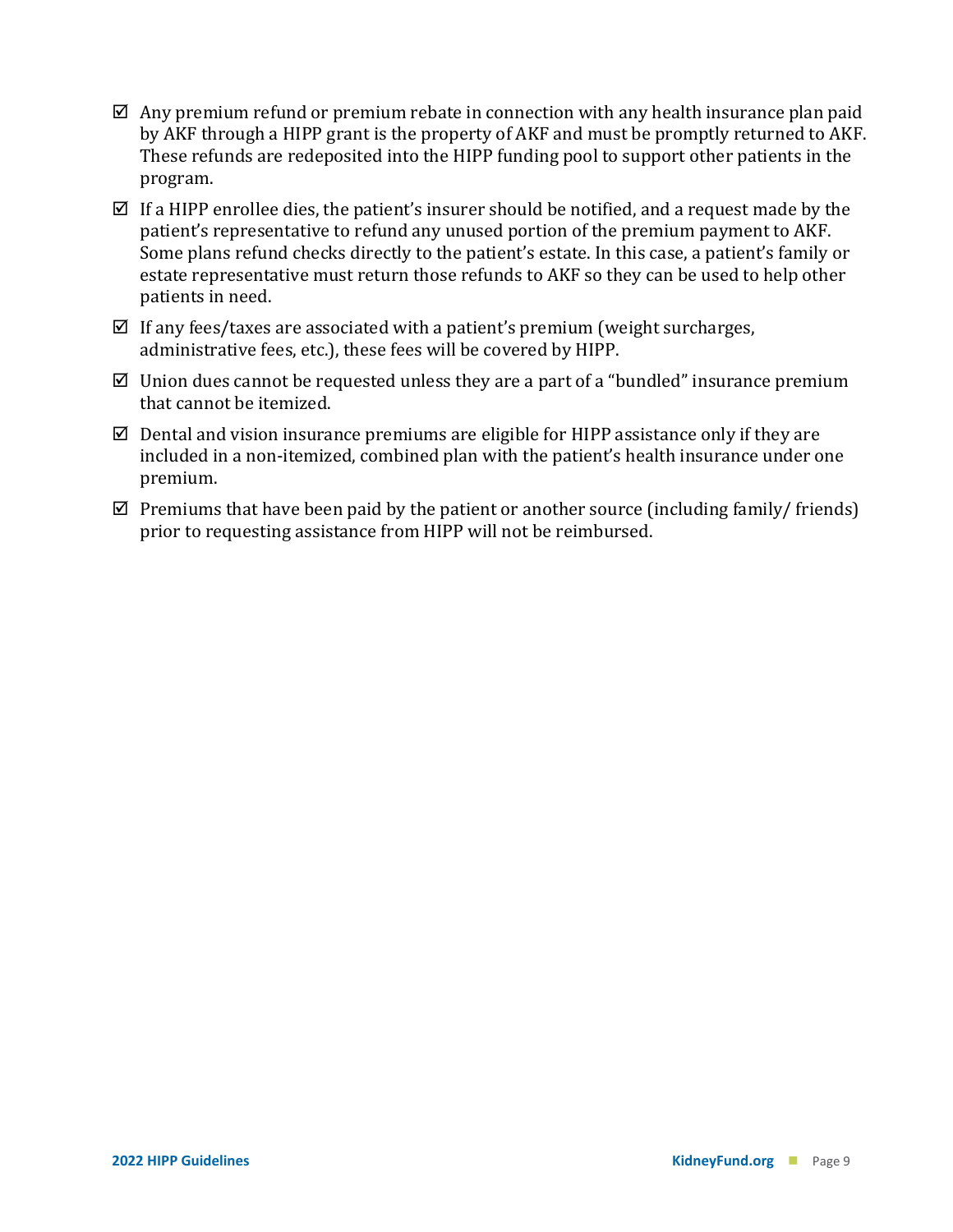- ☑ Any premium refund or premium rebate in connection with any health insurance plan paid by AKF through a HIPP grant is the property of AKF and must be promptly returned to AKF. These refunds are redeposited into the HIPP funding pool to support other patients in the program.
- ☑ If a HIPP enrollee dies, the patient's insurer should be notified, and a request made by the patient's representative to refund any unused portion of the premium payment to AKF. Some plans refund checks directly to the patient's estate. In this case, a patient's family or estate representative must return those refunds to AKF so they can be used to help other patients in need.
- ☑ If any fees/taxes are associated with a patient's premium (weight surcharges, administrative fees, etc.), these fees will be covered by HIPP.
- ☑ Union dues cannot be requested unless they are a part of a "bundled" insurance premium that cannot be itemized.
- ☑ Dental and vision insurance premiums are eligible for HIPP assistance only if they are included in a non-itemized, combined plan with the patient's health insurance under one premium.
- ☑ Premiums that have been paid by the patient or another source (including family/ friends) prior to requesting assistance from HIPP will not be reimbursed.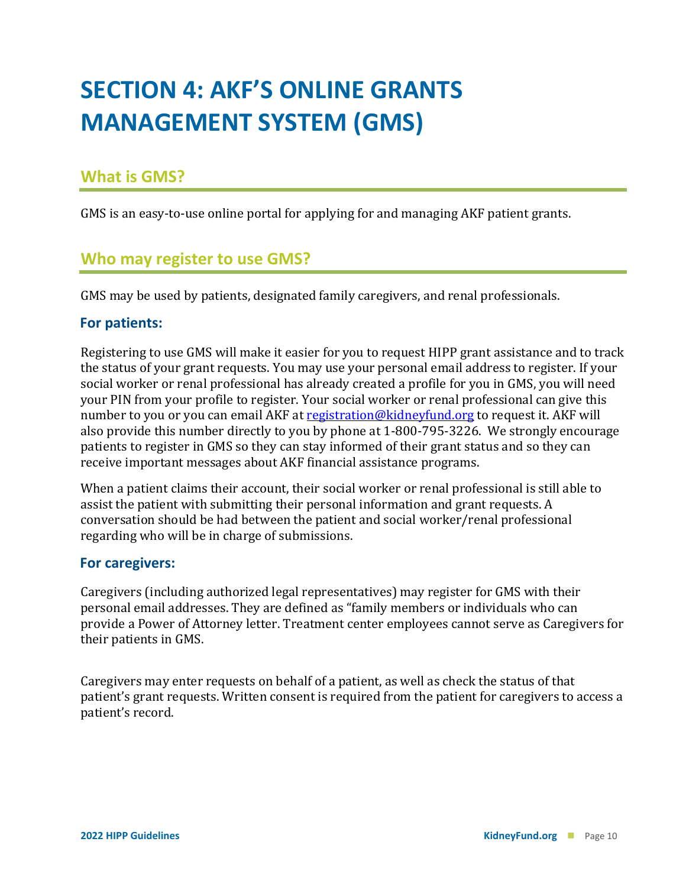# SECTION 4: AKF'S ONLINE GRANTS MANAGEMENT SYSTEM (GMS)

## What is GMS?

GMS is an easy-to-use online portal for applying for and managing AKF patient grants.

## Who may register to use GMS?

GMS may be used by patients, designated family caregivers, and renal professionals.

### For patients:

Registering to use GMS will make it easier for you to request HIPP grant assistance and to track the status of your grant requests. You may use your personal email address to register. If your social worker or renal professional has already created a profile for you in GMS, you will need your PIN from your profile to register. Your social worker or renal professional can give this number to you or you can email AKF at [registration@kidneyfund.org](mailto:registration@kidneyfund.org) to request it. AKF will also provide this number directly to you by phone at 1-800-795-3226. We strongly encourage patients to register in GMS so they can stay informed of their grant status and so they can receive important messages about AKF financial assistance programs.

When a patient claims their account, their social worker or renal professional is still able to assist the patient with submitting their personal information and grant requests. A conversation should be had between the patient and social worker/renal professional regarding who will be in charge of submissions.

### For caregivers:

Caregivers (including authorized legal representatives) may register for GMS with their personal email addresses. They are defined as "family members or individuals who can provide a Power of Attorney letter. Treatment center employees cannot serve as Caregivers for their patients in GMS.

Caregivers may enter requests on behalf of a patient, as well as check the status of that patient's grant requests. Written consent is required from the patient for caregivers to access a patient's record.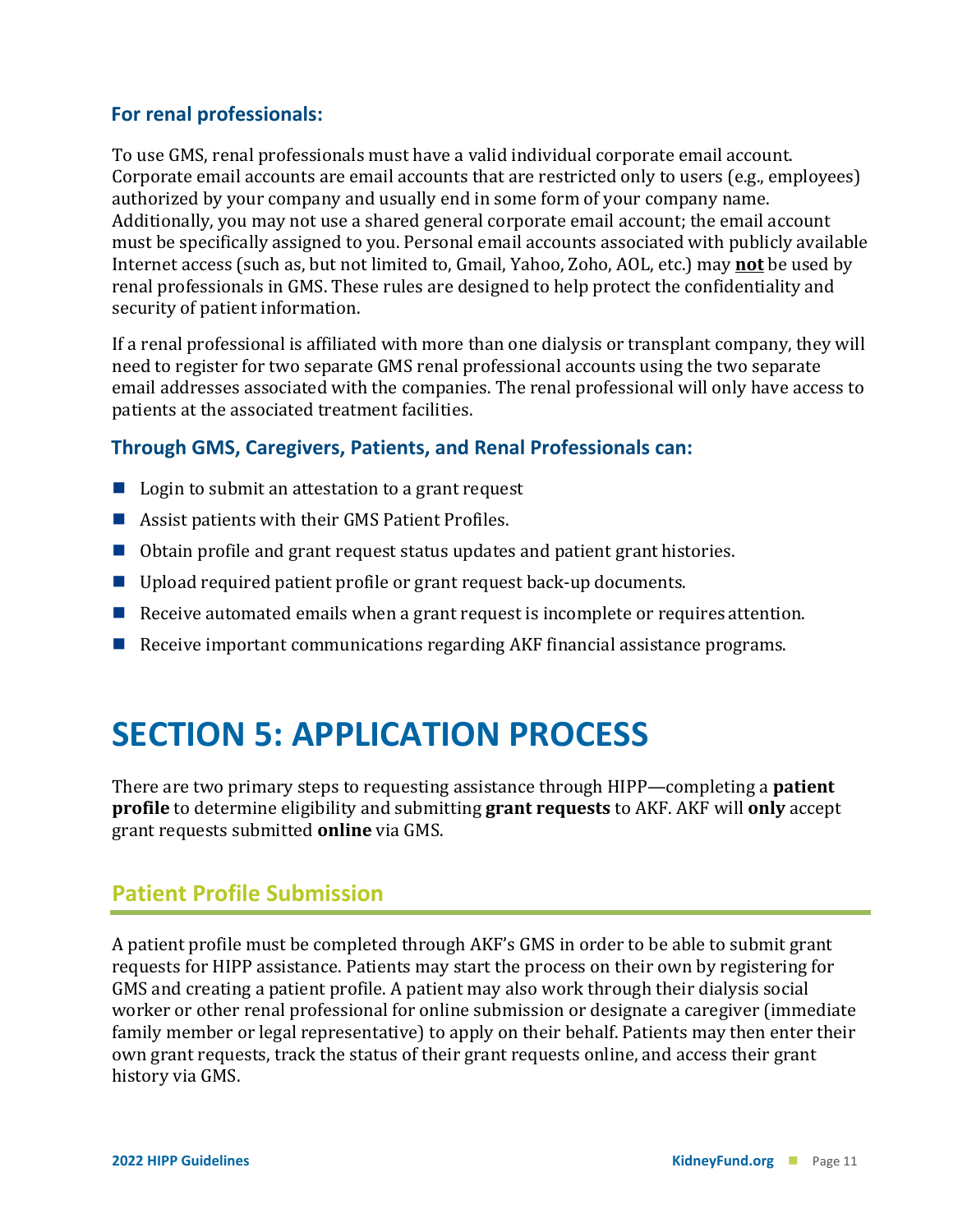### For renal professionals:

To use GMS, renal professionals must have a valid individual corporate email account. Corporate email accounts are email accounts that are restricted only to users (e.g., employees) authorized by your company and usually end in some form of your company name. Additionally, you may not use a shared general corporate email account; the email account must be specifically assigned to you. Personal email accounts associated with publicly available Internet access (such as, but not limited to, Gmail, Yahoo, Zoho, AOL, etc.) may **not** be used by renal professionals in GMS. These rules are designed to help protect the confidentiality and security of patient information.

If a renal professional is affiliated with more than one dialysis or transplant company, they will need to register for two separate GMS renal professional accounts using the two separate email addresses associated with the companies. The renal professional will only have access to patients at the associated treatment facilities.

### Through GMS, Caregivers, Patients, and Renal Professionals can:

- Login to submit an attestation to a grant request
- Assist patients with their GMS Patient Profiles.
- Obtain profile and grant request status updates and patient grant histories.
- Upload required patient profile or grant request back-up documents.
- Receive automated emails when a grant request is incomplete or requires attention.
- Receive important communications regarding AKF financial assistance programs.

# SECTION 5: APPLICATION PROCESS

There are two primary steps to requesting assistance through HIPP—completing a **patient profile** to determine eligibility and submitting **grant requests** to AKF. AKF will **only** accept grant requests submitted **online** via GMS.

## Patient Profile Submission

A patient profile must be completed through AKF's GMS in order to be able to submit grant requests for HIPP assistance. Patients may start the process on their own by registering for GMS and creating a patient profile. A patient may also work through their dialysis social worker or other renal professional for online submission or designate a caregiver (immediate family member or legal representative) to apply on their behalf. Patients may then enter their own grant requests, track the status of their grant requests online, and access their grant history via GMS.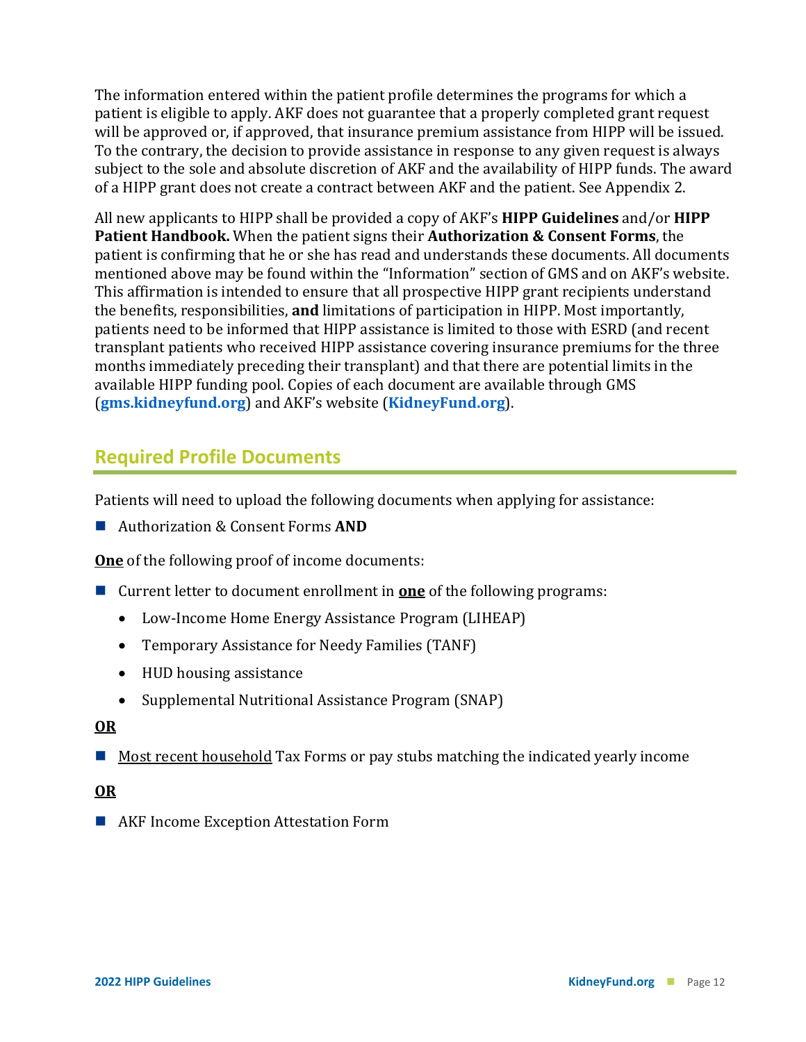The information entered within the patient profile determines the programs for which a patient is eligible to apply. AKF does not guarantee that a properly completed grant request will be approved or, if approved, that insurance premium assistance from HIPP will be issued. To the contrary, the decision to provide assistance in response to any given request is always subject to the sole and absolute discretion of AKF and the availability of HIPP funds. The award of a HIPP grant does not create a contract between AKF and the patient. See Appendix 2.

All new applicants to HIPP shall be provided a copy of AKF's **HIPP Guidelines** and/or **HIPP Patient Handbook.** When the patient signs their **Authorization & Consent Forms**, the patient is confirming that he or she has read and understands these documents. All documents mentioned above may be found within the "Information" section of GMS and on AKF's website. This affirmation is intended to ensure that all prospective HIPP grant recipients understand the benefits, responsibilities, **and** limitations of participation in HIPP. Most importantly, patients need to be informed that HIPP assistance is limited to those with ESRD (and recent transplant patients who received HIPP assistance covering insurance premiums for the three months immediately preceding their transplant) and that there are potential limits in the available HIPP funding pool. Copies of each document are available through GMS (**gms.kidneyfund.org**) and AKF's website (**KidneyFund.org**).

## Required Profile Documents

Patients will need to upload the following documents when applying for assistance:

- Authorization & Consent Forms **AND**

<u>**One**</u> of the following proof of income documents:

- Current letter to document enrollment in <u>**one**</u> of the following programs:
  - Low-Income Home Energy Assistance Program (LIHEAP)
  - Temporary Assistance for Needy Families (TANF)
  - HUD housing assistance
  - Supplemental Nutritional Assistance Program (SNAP)

<u>**OR**</u>

- <u>Most recent household</u> Tax Forms or pay stubs matching the indicated yearly income

<u>**OR**</u>

- AKF Income Exception Attestation Form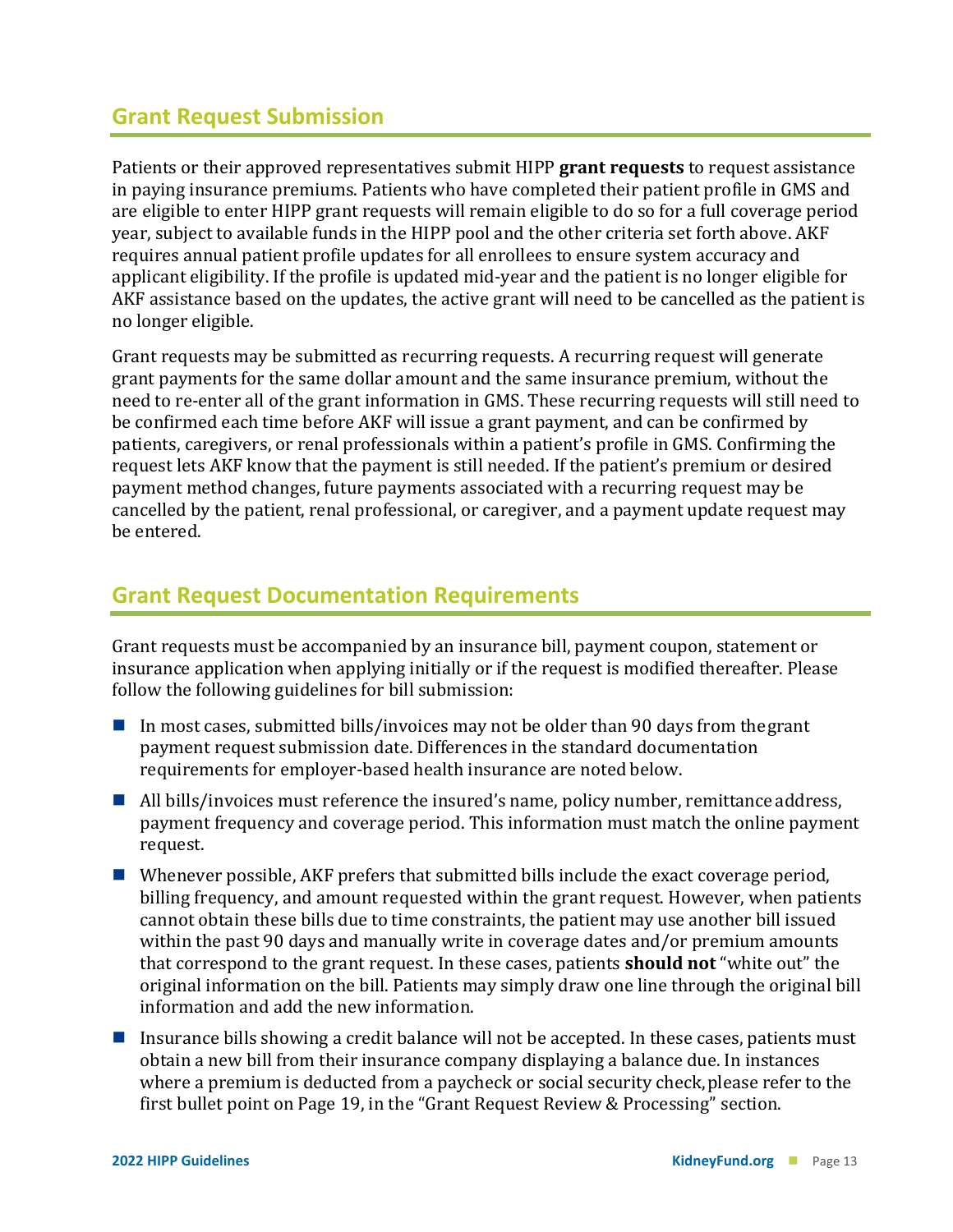## Grant Request Submission

Patients or their approved representatives submit HIPP **grant requests** to request assistance in paying insurance premiums. Patients who have completed their patient profile in GMS and are eligible to enter HIPP grant requests will remain eligible to do so for a full coverage period year, subject to available funds in the HIPP pool and the other criteria set forth above. AKF requires annual patient profile updates for all enrollees to ensure system accuracy and applicant eligibility. If the profile is updated mid-year and the patient is no longer eligible for AKF assistance based on the updates, the active grant will need to be cancelled as the patient is no longer eligible.

Grant requests may be submitted as recurring requests. A recurring request will generate grant payments for the same dollar amount and the same insurance premium, without the need to re-enter all of the grant information in GMS. These recurring requests will still need to be confirmed each time before AKF will issue a grant payment, and can be confirmed by patients, caregivers, or renal professionals within a patient's profile in GMS. Confirming the request lets AKF know that the payment is still needed. If the patient's premium or desired payment method changes, future payments associated with a recurring request may be cancelled by the patient, renal professional, or caregiver, and a payment update request may be entered.

## Grant Request Documentation Requirements

Grant requests must be accompanied by an insurance bill, payment coupon, statement or insurance application when applying initially or if the request is modified thereafter. Please follow the following guidelines for bill submission:

- In most cases, submitted bills/invoices may not be older than 90 days from the grant payment request submission date. Differences in the standard documentation requirements for employer-based health insurance are noted below.
- All bills/invoices must reference the insured's name, policy number, remittance address, payment frequency and coverage period. This information must match the online payment request.
- Whenever possible, AKF prefers that submitted bills include the exact coverage period, billing frequency, and amount requested within the grant request. However, when patients cannot obtain these bills due to time constraints, the patient may use another bill issued within the past 90 days and manually write in coverage dates and/or premium amounts that correspond to the grant request. In these cases, patients **should not** "white out" the original information on the bill. Patients may simply draw one line through the original bill information and add the new information.
- Insurance bills showing a credit balance will not be accepted. In these cases, patients must obtain a new bill from their insurance company displaying a balance due. In instances where a premium is deducted from a paycheck or social security check, please refer to the first bullet point on Page 19, in the "Grant Request Review & Processing" section.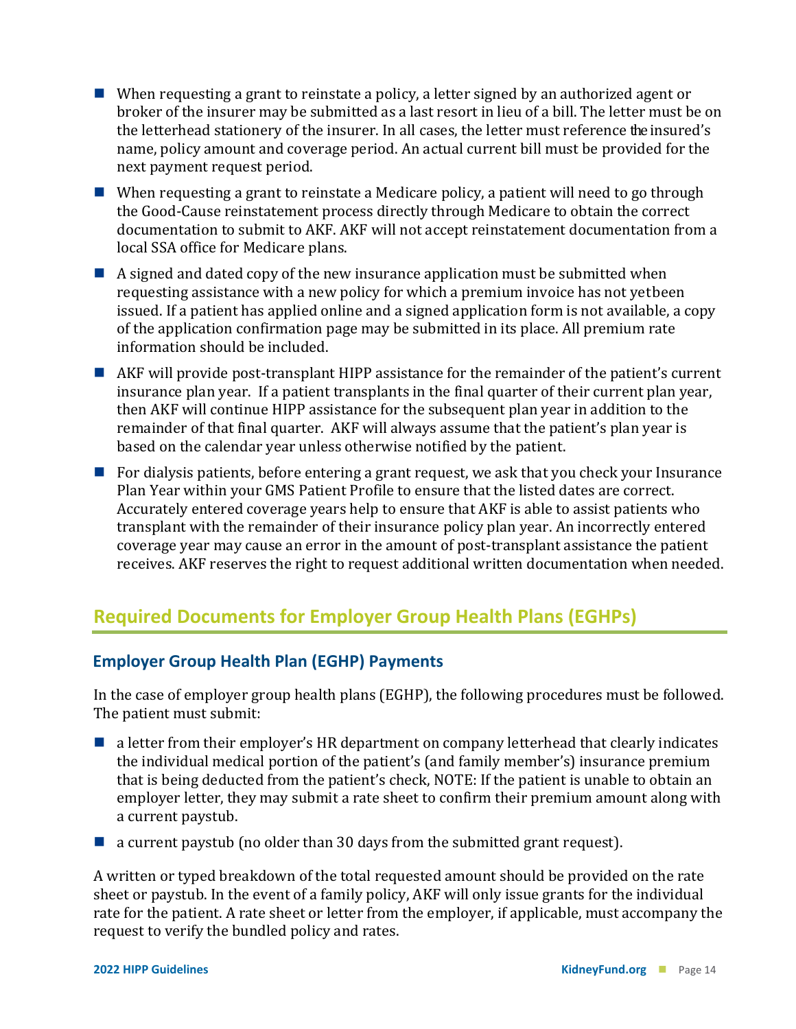- When requesting a grant to reinstate a policy, a letter signed by an authorized agent or broker of the insurer may be submitted as a last resort in lieu of a bill. The letter must be on the letterhead stationery of the insurer. In all cases, the letter must reference the insured's name, policy amount and coverage period. An actual current bill must be provided for the next payment request period.
- When requesting a grant to reinstate a Medicare policy, a patient will need to go through the Good-Cause reinstatement process directly through Medicare to obtain the correct documentation to submit to AKF. AKF will not accept reinstatement documentation from a local SSA office for Medicare plans.
- A signed and dated copy of the new insurance application must be submitted when requesting assistance with a new policy for which a premium invoice has not yetbeen issued. If a patient has applied online and a signed application form is not available, a copy of the application confirmation page may be submitted in its place. All premium rate information should be included.
- AKF will provide post-transplant HIPP assistance for the remainder of the patient's current insurance plan year. If a patient transplants in the final quarter of their current plan year, then AKF will continue HIPP assistance for the subsequent plan year in addition to the remainder of that final quarter. AKF will always assume that the patient's plan year is based on the calendar year unless otherwise notified by the patient.
- For dialysis patients, before entering a grant request, we ask that you check your Insurance Plan Year within your GMS Patient Profile to ensure that the listed dates are correct. Accurately entered coverage years help to ensure that AKF is able to assist patients who transplant with the remainder of their insurance policy plan year. An incorrectly entered coverage year may cause an error in the amount of post-transplant assistance the patient receives. AKF reserves the right to request additional written documentation when needed.

## Required Documents for Employer Group Health Plans (EGHPs)

### Employer Group Health Plan (EGHP) Payments

In the case of employer group health plans (EGHP), the following procedures must be followed. The patient must submit:

- a letter from their employer's HR department on company letterhead that clearly indicates the individual medical portion of the patient's (and family member's) insurance premium that is being deducted from the patient's check, NOTE: If the patient is unable to obtain an employer letter, they may submit a rate sheet to confirm their premium amount along with a current paystub.
- a current paystub (no older than 30 days from the submitted grant request).

A written or typed breakdown of the total requested amount should be provided on the rate sheet or paystub. In the event of a family policy, AKF will only issue grants for the individual rate for the patient. A rate sheet or letter from the employer, if applicable, must accompany the request to verify the bundled policy and rates.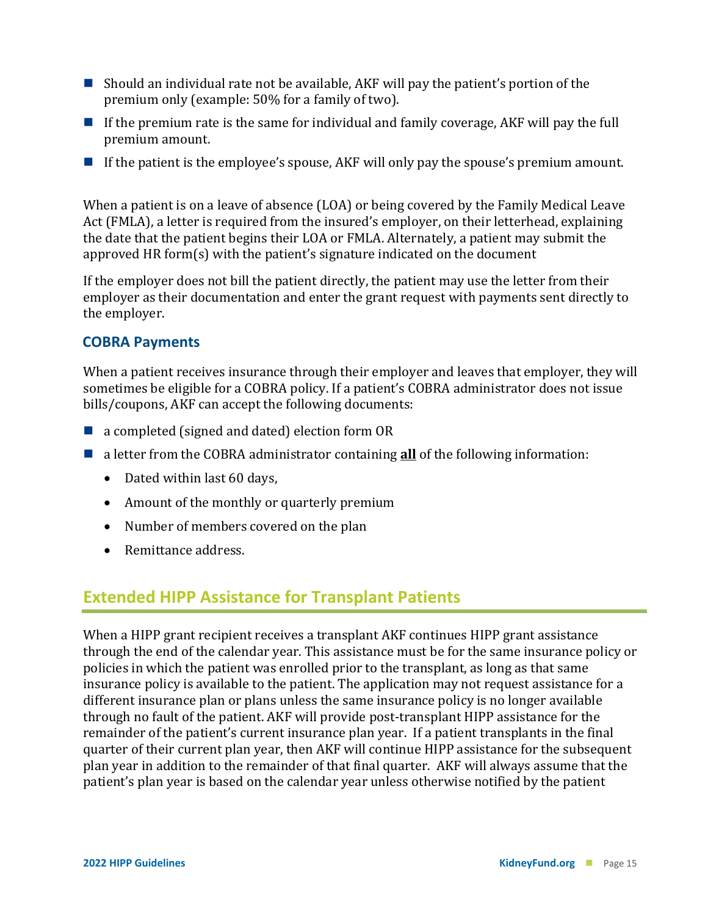- Should an individual rate not be available, AKF will pay the patient's portion of the premium only (example: 50% for a family of two).
- If the premium rate is the same for individual and family coverage, AKF will pay the full premium amount.
- If the patient is the employee's spouse, AKF will only pay the spouse's premium amount.

When a patient is on a leave of absence (LOA) or being covered by the Family Medical Leave Act (FMLA), a letter is required from the insured's employer, on their letterhead, explaining the date that the patient begins their LOA or FMLA. Alternately, a patient may submit the approved HR form(s) with the patient's signature indicated on the document

If the employer does not bill the patient directly, the patient may use the letter from their employer as their documentation and enter the grant request with payments sent directly to the employer.

### COBRA Payments

When a patient receives insurance through their employer and leaves that employer, they will sometimes be eligible for a COBRA policy. If a patient's COBRA administrator does not issue bills/coupons, AKF can accept the following documents:

- a completed (signed and dated) election form OR
- a letter from the COBRA administrator containing **all** of the following information:
  - Dated within last 60 days,
  - Amount of the monthly or quarterly premium
  - Number of members covered on the plan
  - Remittance address.

## Extended HIPP Assistance for Transplant Patients

When a HIPP grant recipient receives a transplant AKF continues HIPP grant assistance through the end of the calendar year. This assistance must be for the same insurance policy or policies in which the patient was enrolled prior to the transplant, as long as that same insurance policy is available to the patient. The application may not request assistance for a different insurance plan or plans unless the same insurance policy is no longer available through no fault of the patient. AKF will provide post-transplant HIPP assistance for the remainder of the patient's current insurance plan year. If a patient transplants in the final quarter of their current plan year, then AKF will continue HIPP assistance for the subsequent plan year in addition to the remainder of that final quarter. AKF will always assume that the patient's plan year is based on the calendar year unless otherwise notified by the patient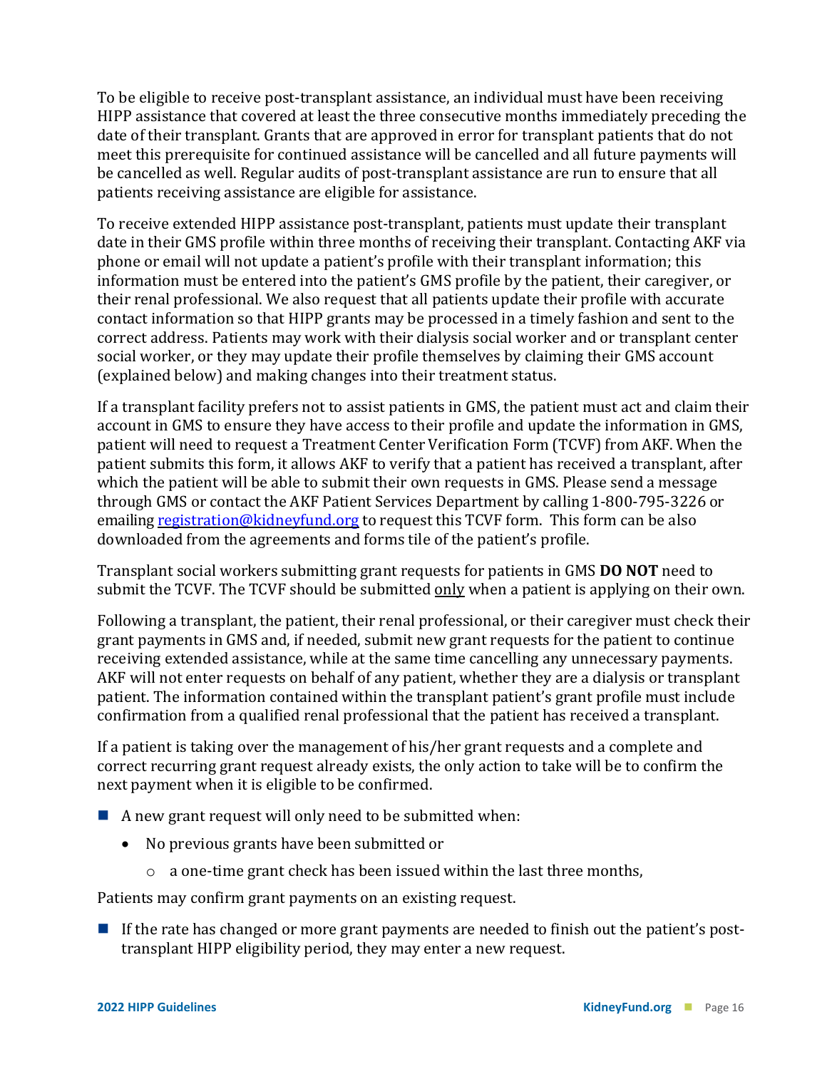To be eligible to receive post-transplant assistance, an individual must have been receiving HIPP assistance that covered at least the three consecutive months immediately preceding the date of their transplant. Grants that are approved in error for transplant patients that do not meet this prerequisite for continued assistance will be cancelled and all future payments will be cancelled as well. Regular audits of post-transplant assistance are run to ensure that all patients receiving assistance are eligible for assistance.

To receive extended HIPP assistance post-transplant, patients must update their transplant date in their GMS profile within three months of receiving their transplant. Contacting AKF via phone or email will not update a patient's profile with their transplant information; this information must be entered into the patient's GMS profile by the patient, their caregiver, or their renal professional. We also request that all patients update their profile with accurate contact information so that HIPP grants may be processed in a timely fashion and sent to the correct address. Patients may work with their dialysis social worker and or transplant center social worker, or they may update their profile themselves by claiming their GMS account (explained below) and making changes into their treatment status.

If a transplant facility prefers not to assist patients in GMS, the patient must act and claim their account in GMS to ensure they have access to their profile and update the information in GMS, patient will need to request a Treatment Center Verification Form (TCVF) from AKF. When the patient submits this form, it allows AKF to verify that a patient has received a transplant, after which the patient will be able to submit their own requests in GMS. Please send a message through GMS or contact the AKF Patient Services Department by calling 1-800-795-3226 or emailing [registration@kidneyfund.org](mailto:registration@kidneyfund.org) to request this TCVF form. This form can be also downloaded from the agreements and forms tile of the patient's profile.

Transplant social workers submitting grant requests for patients in GMS **DO NOT** need to submit the TCVF. The TCVF should be submitted <u>only</u> when a patient is applying on their own.

Following a transplant, the patient, their renal professional, or their caregiver must check their grant payments in GMS and, if needed, submit new grant requests for the patient to continue receiving extended assistance, while at the same time cancelling any unnecessary payments. AKF will not enter requests on behalf of any patient, whether they are a dialysis or transplant patient. The information contained within the transplant patient's grant profile must include confirmation from a qualified renal professional that the patient has received a transplant.

If a patient is taking over the management of his/her grant requests and a complete and correct recurring grant request already exists, the only action to take will be to confirm the next payment when it is eligible to be confirmed.

- A new grant request will only need to be submitted when:
  - No previous grants have been submitted or
    - a one-time grant check has been issued within the last three months,

Patients may confirm grant payments on an existing request.

- If the rate has changed or more grant payments are needed to finish out the patient's post-transplant HIPP eligibility period, they may enter a new request.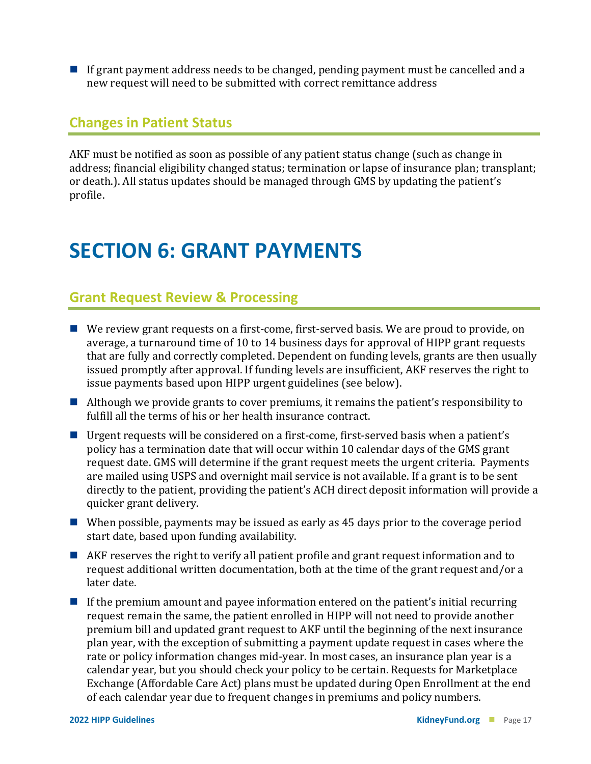- If grant payment address needs to be changed, pending payment must be cancelled and a new request will need to be submitted with correct remittance address

## Changes in Patient Status

AKF must be notified as soon as possible of any patient status change (such as change in address; financial eligibility changed status; termination or lapse of insurance plan; transplant; or death.). All status updates should be managed through GMS by updating the patient's profile.

# SECTION 6: GRANT PAYMENTS

## Grant Request Review & Processing

- We review grant requests on a first-come, first-served basis. We are proud to provide, on average, a turnaround time of 10 to 14 business days for approval of HIPP grant requests that are fully and correctly completed. Dependent on funding levels, grants are then usually issued promptly after approval. If funding levels are insufficient, AKF reserves the right to issue payments based upon HIPP urgent guidelines (see below).
- Although we provide grants to cover premiums, it remains the patient's responsibility to fulfill all the terms of his or her health insurance contract.
- Urgent requests will be considered on a first-come, first-served basis when a patient's policy has a termination date that will occur within 10 calendar days of the GMS grant request date. GMS will determine if the grant request meets the urgent criteria. Payments are mailed using USPS and overnight mail service is not available. If a grant is to be sent directly to the patient, providing the patient's ACH direct deposit information will provide a quicker grant delivery.
- When possible, payments may be issued as early as 45 days prior to the coverage period start date, based upon funding availability.
- AKF reserves the right to verify all patient profile and grant request information and to request additional written documentation, both at the time of the grant request and/or a later date.
- If the premium amount and payee information entered on the patient's initial recurring request remain the same, the patient enrolled in HIPP will not need to provide another premium bill and updated grant request to AKF until the beginning of the next insurance plan year, with the exception of submitting a payment update request in cases where the rate or policy information changes mid-year. In most cases, an insurance plan year is a calendar year, but you should check your policy to be certain. Requests for Marketplace Exchange (Affordable Care Act) plans must be updated during Open Enrollment at the end of each calendar year due to frequent changes in premiums and policy numbers.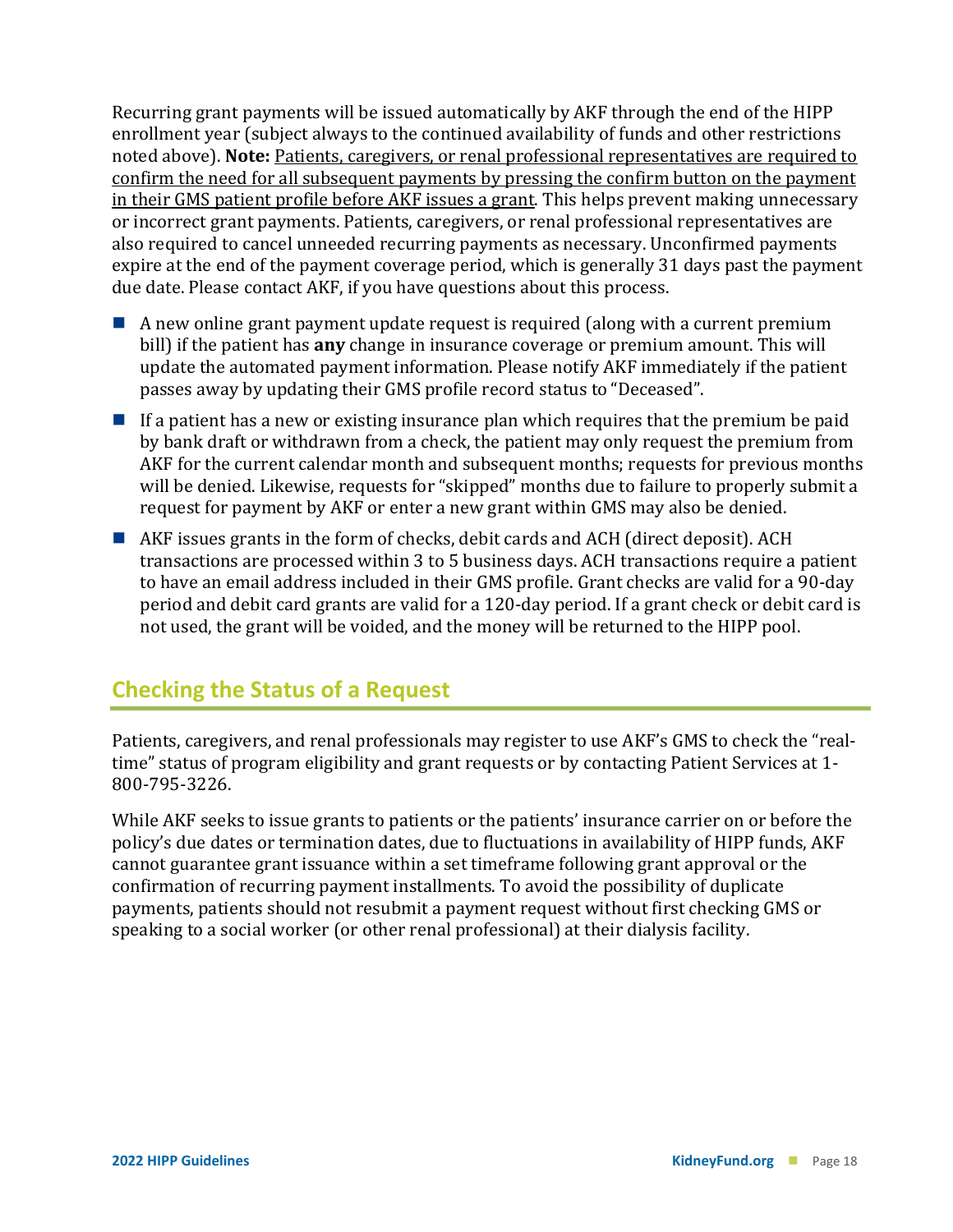Recurring grant payments will be issued automatically by AKF through the end of the HIPP enrollment year (subject always to the continued availability of funds and other restrictions noted above). **Note:** <u>Patients, caregivers, or renal professional representatives are required to confirm the need for all subsequent payments by pressing the confirm button on the payment in their GMS patient profile before AKF issues a grant</u>. This helps prevent making unnecessary or incorrect grant payments. Patients, caregivers, or renal professional representatives are also required to cancel unneeded recurring payments as necessary. Unconfirmed payments expire at the end of the payment coverage period, which is generally 31 days past the payment due date. Please contact AKF, if you have questions about this process.

- A new online grant payment update request is required (along with a current premium bill) if the patient has **any** change in insurance coverage or premium amount. This will update the automated payment information. Please notify AKF immediately if the patient passes away by updating their GMS profile record status to "Deceased".
- If a patient has a new or existing insurance plan which requires that the premium be paid by bank draft or withdrawn from a check, the patient may only request the premium from AKF for the current calendar month and subsequent months; requests for previous months will be denied. Likewise, requests for "skipped" months due to failure to properly submit a request for payment by AKF or enter a new grant within GMS may also be denied.
- AKF issues grants in the form of checks, debit cards and ACH (direct deposit). ACH transactions are processed within 3 to 5 business days. ACH transactions require a patient to have an email address included in their GMS profile. Grant checks are valid for a 90-day period and debit card grants are valid for a 120-day period. If a grant check or debit card is not used, the grant will be voided, and the money will be returned to the HIPP pool.

## Checking the Status of a Request

Patients, caregivers, and renal professionals may register to use AKF's GMS to check the "real-time" status of program eligibility and grant requests or by contacting Patient Services at 1-800-795-3226.

While AKF seeks to issue grants to patients or the patients' insurance carrier on or before the policy's due dates or termination dates, due to fluctuations in availability of HIPP funds, AKF cannot guarantee grant issuance within a set timeframe following grant approval or the confirmation of recurring payment installments. To avoid the possibility of duplicate payments, patients should not resubmit a payment request without first checking GMS or speaking to a social worker (or other renal professional) at their dialysis facility.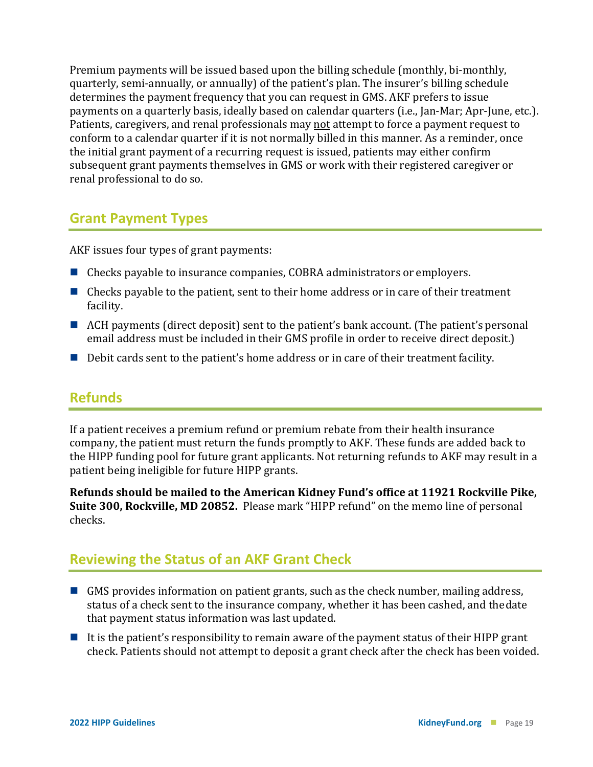Premium payments will be issued based upon the billing schedule (monthly, bi-monthly, quarterly, semi-annually, or annually) of the patient's plan. The insurer's billing schedule determines the payment frequency that you can request in GMS. AKF prefers to issue payments on a quarterly basis, ideally based on calendar quarters (i.e., Jan-Mar; Apr-June, etc.). Patients, caregivers, and renal professionals may <u>not</u> attempt to force a payment request to conform to a calendar quarter if it is not normally billed in this manner. As a reminder, once the initial grant payment of a recurring request is issued, patients may either confirm subsequent grant payments themselves in GMS or work with their registered caregiver or renal professional to do so.

## Grant Payment Types

AKF issues four types of grant payments:

- Checks payable to insurance companies, COBRA administrators or employers.
- Checks payable to the patient, sent to their home address or in care of their treatment facility.
- ACH payments (direct deposit) sent to the patient's bank account. (The patient's personal email address must be included in their GMS profile in order to receive direct deposit.)
- Debit cards sent to the patient's home address or in care of their treatment facility.

## Refunds

If a patient receives a premium refund or premium rebate from their health insurance company, the patient must return the funds promptly to AKF. These funds are added back to the HIPP funding pool for future grant applicants. Not returning refunds to AKF may result in a patient being ineligible for future HIPP grants.

**Refunds should be mailed to the American Kidney Fund's office at 11921 Rockville Pike, Suite 300, Rockville, MD 20852.** Please mark "HIPP refund" on the memo line of personal checks.

## Reviewing the Status of an AKF Grant Check

- GMS provides information on patient grants, such as the check number, mailing address, status of a check sent to the insurance company, whether it has been cashed, and the date that payment status information was last updated.
- It is the patient's responsibility to remain aware of the payment status of their HIPP grant check. Patients should not attempt to deposit a grant check after the check has been voided.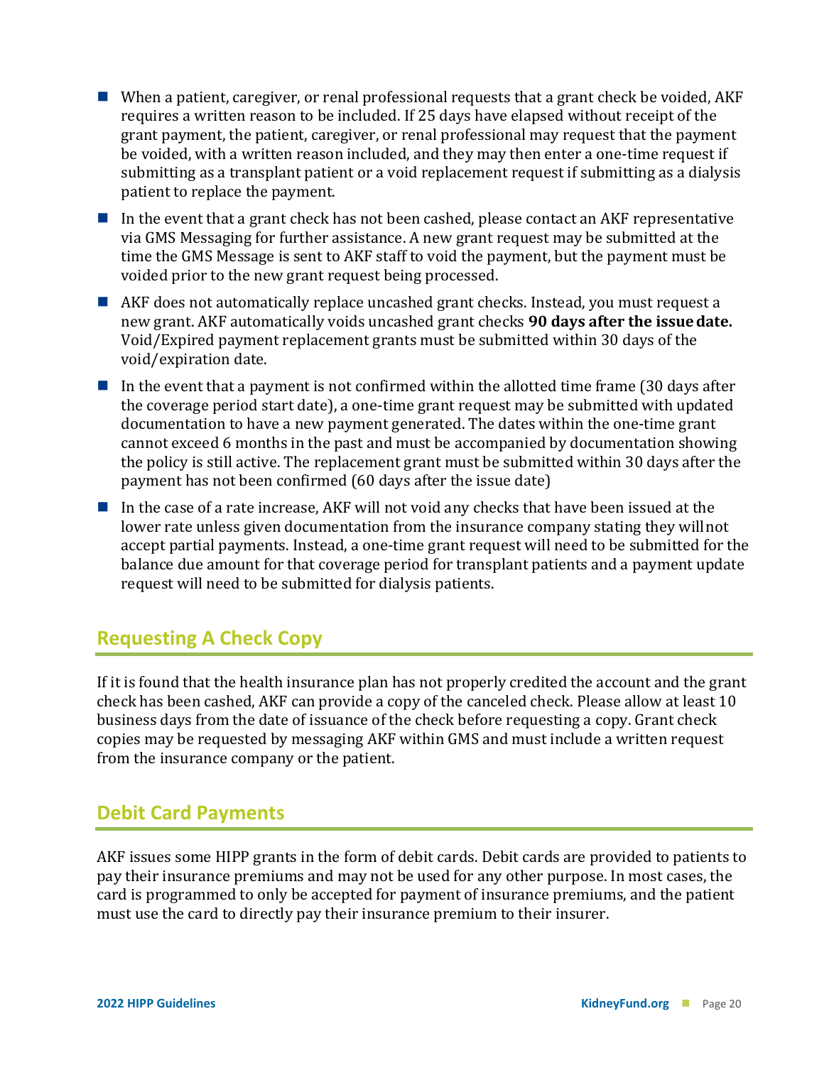- When a patient, caregiver, or renal professional requests that a grant check be voided, AKF requires a written reason to be included. If 25 days have elapsed without receipt of the grant payment, the patient, caregiver, or renal professional may request that the payment be voided, with a written reason included, and they may then enter a one-time request if submitting as a transplant patient or a void replacement request if submitting as a dialysis patient to replace the payment.
- In the event that a grant check has not been cashed, please contact an AKF representative via GMS Messaging for further assistance. A new grant request may be submitted at the time the GMS Message is sent to AKF staff to void the payment, but the payment must be voided prior to the new grant request being processed.
- AKF does not automatically replace uncashed grant checks. Instead, you must request a new grant. AKF automatically voids uncashed grant checks **90 days after the issue date.** Void/Expired payment replacement grants must be submitted within 30 days of the void/expiration date.
- In the event that a payment is not confirmed within the allotted time frame (30 days after the coverage period start date), a one-time grant request may be submitted with updated documentation to have a new payment generated. The dates within the one-time grant cannot exceed 6 months in the past and must be accompanied by documentation showing the policy is still active. The replacement grant must be submitted within 30 days after the payment has not been confirmed (60 days after the issue date)
- In the case of a rate increase, AKF will not void any checks that have been issued at the lower rate unless given documentation from the insurance company stating they will not accept partial payments. Instead, a one-time grant request will need to be submitted for the balance due amount for that coverage period for transplant patients and a payment update request will need to be submitted for dialysis patients.

## Requesting A Check Copy

If it is found that the health insurance plan has not properly credited the account and the grant check has been cashed, AKF can provide a copy of the canceled check. Please allow at least 10 business days from the date of issuance of the check before requesting a copy. Grant check copies may be requested by messaging AKF within GMS and must include a written request from the insurance company or the patient.

## Debit Card Payments

AKF issues some HIPP grants in the form of debit cards. Debit cards are provided to patients to pay their insurance premiums and may not be used for any other purpose. In most cases, the card is programmed to only be accepted for payment of insurance premiums, and the patient must use the card to directly pay their insurance premium to their insurer.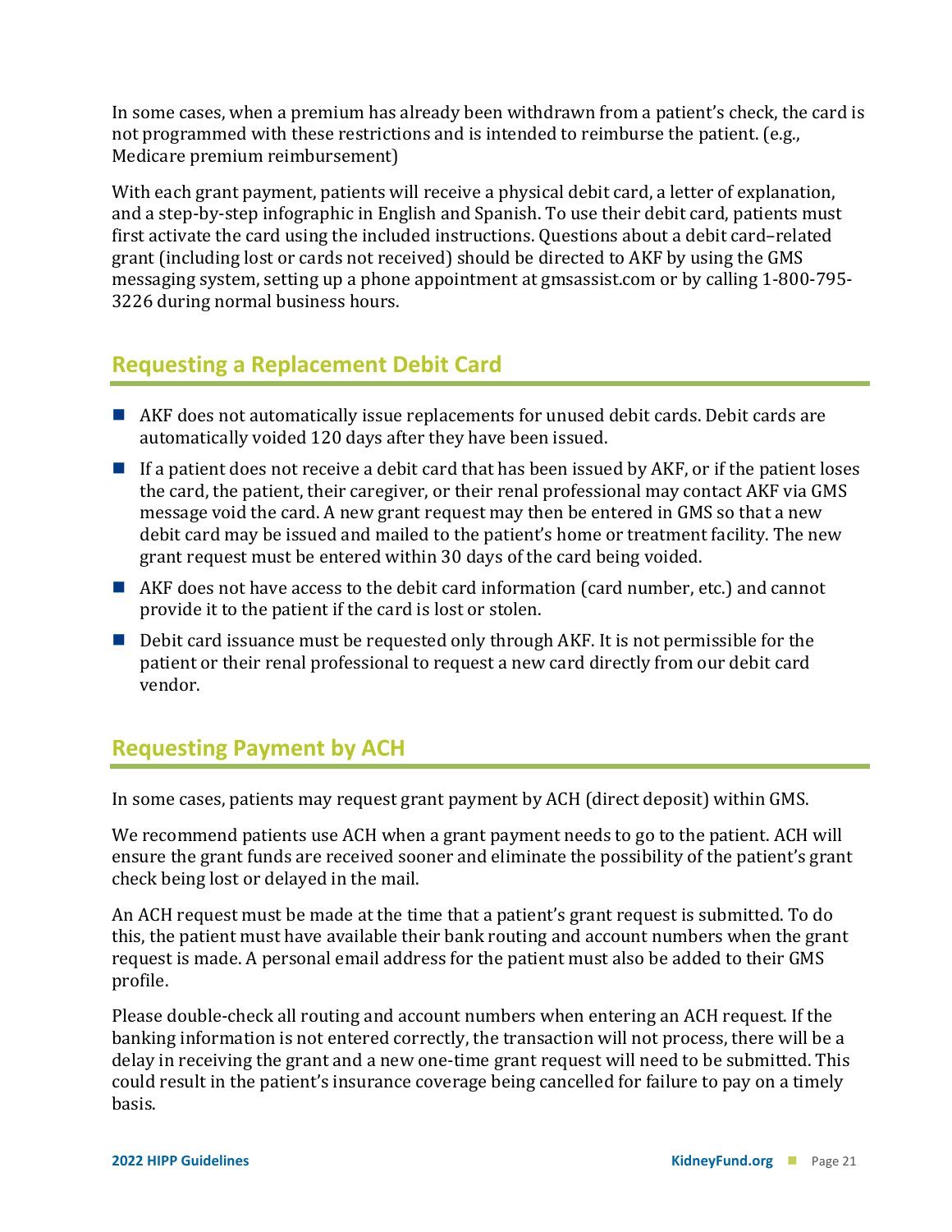In some cases, when a premium has already been withdrawn from a patient's check, the card is not programmed with these restrictions and is intended to reimburse the patient. (e.g., Medicare premium reimbursement)

With each grant payment, patients will receive a physical debit card, a letter of explanation, and a step-by-step infographic in English and Spanish. To use their debit card, patients must first activate the card using the included instructions. Questions about a debit card–related grant (including lost or cards not received) should be directed to AKF by using the GMS messaging system, setting up a phone appointment at gmsassist.com or by calling 1-800-795-3226 during normal business hours.

## Requesting a Replacement Debit Card

- AKF does not automatically issue replacements for unused debit cards. Debit cards are automatically voided 120 days after they have been issued.
- If a patient does not receive a debit card that has been issued by AKF, or if the patient loses the card, the patient, their caregiver, or their renal professional may contact AKF via GMS message void the card. A new grant request may then be entered in GMS so that a new debit card may be issued and mailed to the patient's home or treatment facility. The new grant request must be entered within 30 days of the card being voided.
- AKF does not have access to the debit card information (card number, etc.) and cannot provide it to the patient if the card is lost or stolen.
- Debit card issuance must be requested only through AKF. It is not permissible for the patient or their renal professional to request a new card directly from our debit card vendor.

## Requesting Payment by ACH

In some cases, patients may request grant payment by ACH (direct deposit) within GMS.

We recommend patients use ACH when a grant payment needs to go to the patient. ACH will ensure the grant funds are received sooner and eliminate the possibility of the patient's grant check being lost or delayed in the mail.

An ACH request must be made at the time that a patient's grant request is submitted. To do this, the patient must have available their bank routing and account numbers when the grant request is made. A personal email address for the patient must also be added to their GMS profile.

Please double-check all routing and account numbers when entering an ACH request. If the banking information is not entered correctly, the transaction will not process, there will be a delay in receiving the grant and a new one-time grant request will need to be submitted. This could result in the patient's insurance coverage being cancelled for failure to pay on a timely basis.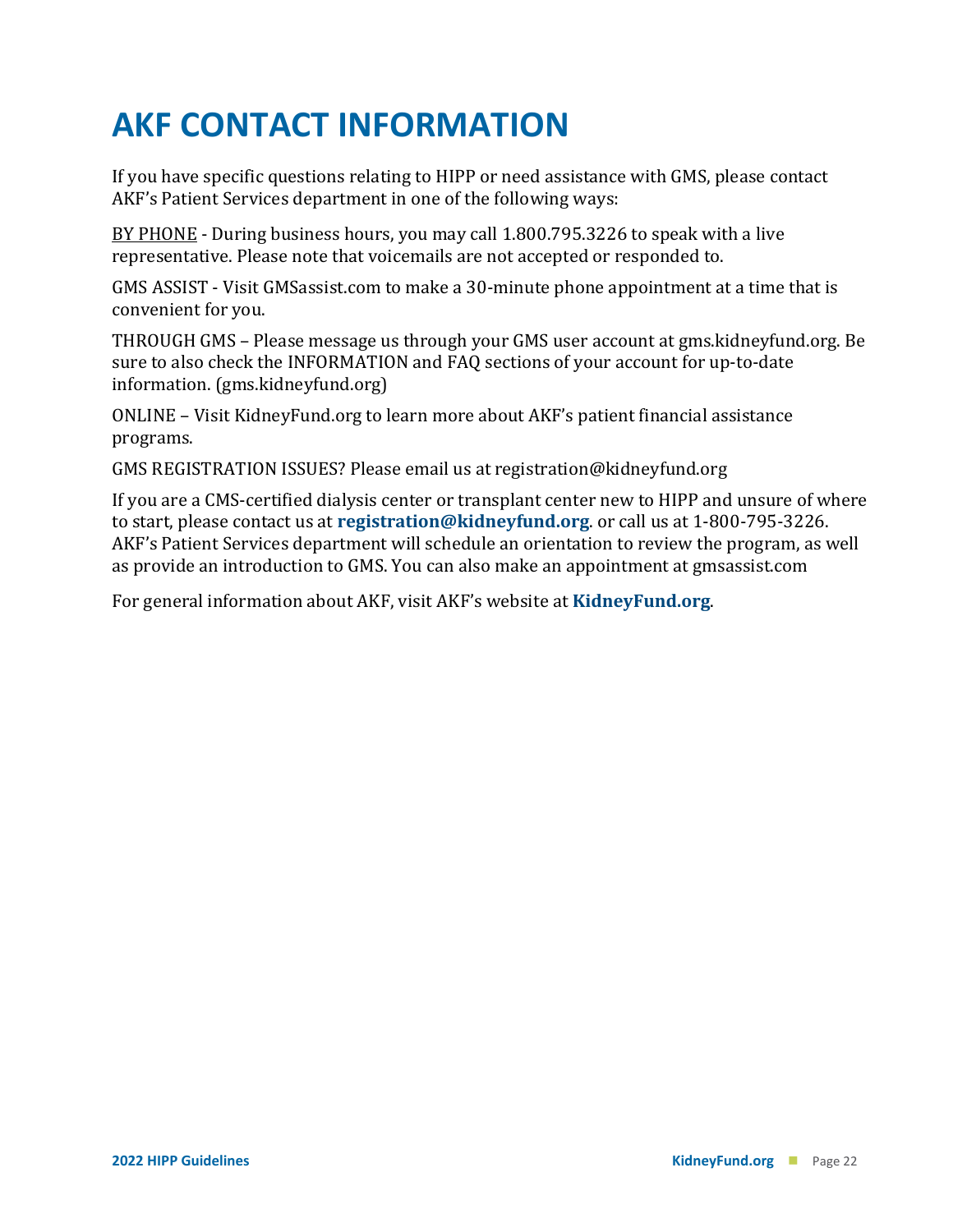# AKF CONTACT INFORMATION

If you have specific questions relating to HIPP or need assistance with GMS, please contact AKF's Patient Services department in one of the following ways:

<u>BY PHONE</u> - During business hours, you may call 1.800.795.3226 to speak with a live representative. Please note that voicemails are not accepted or responded to.

GMS ASSIST - Visit GMSassist.com to make a 30-minute phone appointment at a time that is convenient for you.

THROUGH GMS – Please message us through your GMS user account at gms.kidneyfund.org. Be sure to also check the INFORMATION and FAQ sections of your account for up-to-date information. (gms.kidneyfund.org)

ONLINE – Visit KidneyFund.org to learn more about AKF's patient financial assistance programs.

GMS REGISTRATION ISSUES? Please email us at registration@kidneyfund.org

If you are a CMS-certified dialysis center or transplant center new to HIPP and unsure of where to start, please contact us at **registration@kidneyfund.org**. or call us at 1-800-795-3226. AKF's Patient Services department will schedule an orientation to review the program, as well as provide an introduction to GMS. You can also make an appointment at gmsassist.com

For general information about AKF, visit AKF's website at **KidneyFund.org**.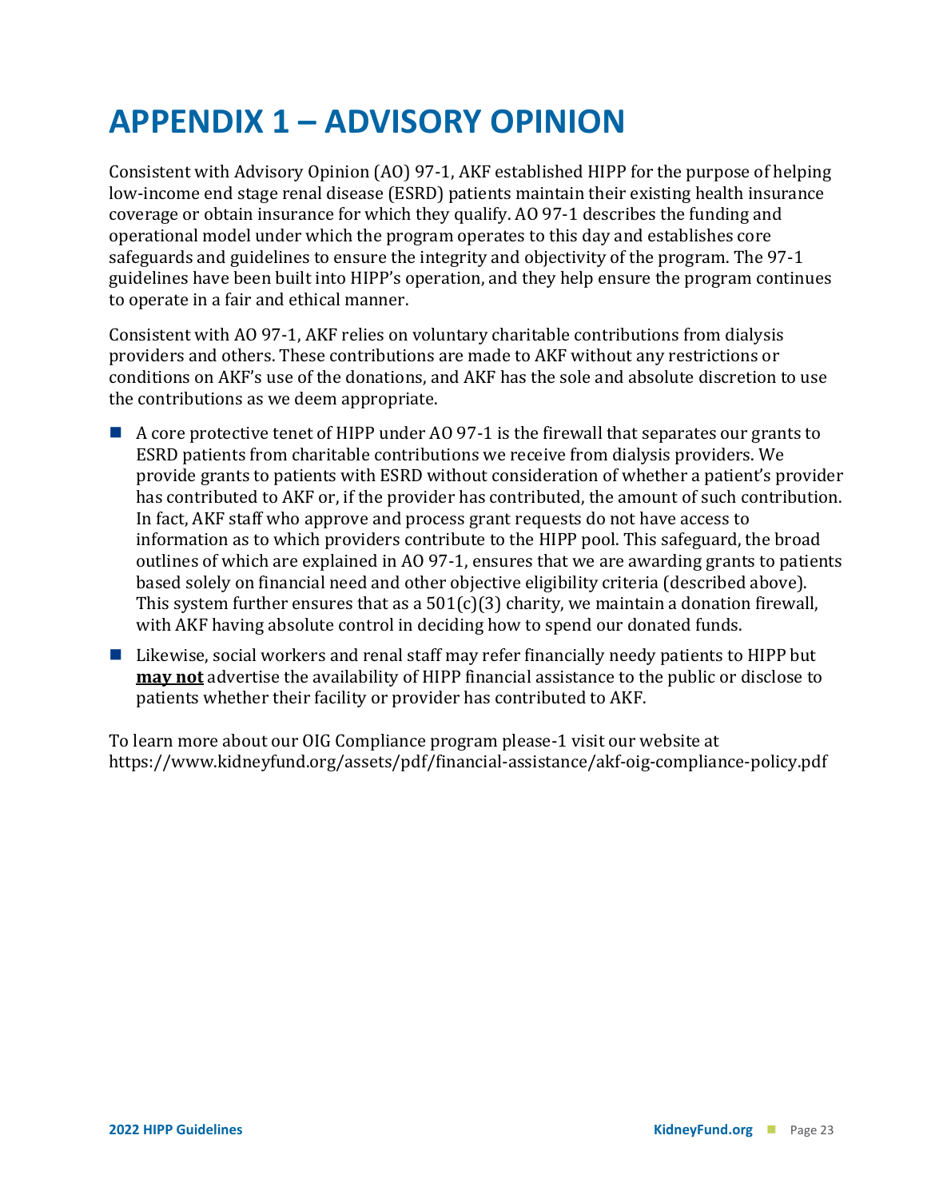# APPENDIX 1 – ADVISORY OPINION

Consistent with Advisory Opinion (AO) 97-1, AKF established HIPP for the purpose of helping low-income end stage renal disease (ESRD) patients maintain their existing health insurance coverage or obtain insurance for which they qualify. AO 97-1 describes the funding and operational model under which the program operates to this day and establishes core safeguards and guidelines to ensure the integrity and objectivity of the program. The 97-1 guidelines have been built into HIPP's operation, and they help ensure the program continues to operate in a fair and ethical manner.

Consistent with AO 97-1, AKF relies on voluntary charitable contributions from dialysis providers and others. These contributions are made to AKF without any restrictions or conditions on AKF's use of the donations, and AKF has the sole and absolute discretion to use the contributions as we deem appropriate.

- A core protective tenet of HIPP under AO 97-1 is the firewall that separates our grants to ESRD patients from charitable contributions we receive from dialysis providers. We provide grants to patients with ESRD without consideration of whether a patient's provider has contributed to AKF or, if the provider has contributed, the amount of such contribution. In fact, AKF staff who approve and process grant requests do not have access to information as to which providers contribute to the HIPP pool. This safeguard, the broad outlines of which are explained in AO 97-1, ensures that we are awarding grants to patients based solely on financial need and other objective eligibility criteria (described above). This system further ensures that as a 501(c)(3) charity, we maintain a donation firewall, with AKF having absolute control in deciding how to spend our donated funds.
- Likewise, social workers and renal staff may refer financially needy patients to HIPP but **may not** advertise the availability of HIPP financial assistance to the public or disclose to patients whether their facility or provider has contributed to AKF.

To learn more about our OIG Compliance program please-1 visit our website at https://www.kidneyfund.org/assets/pdf/financial-assistance/akf-oig-compliance-policy.pdf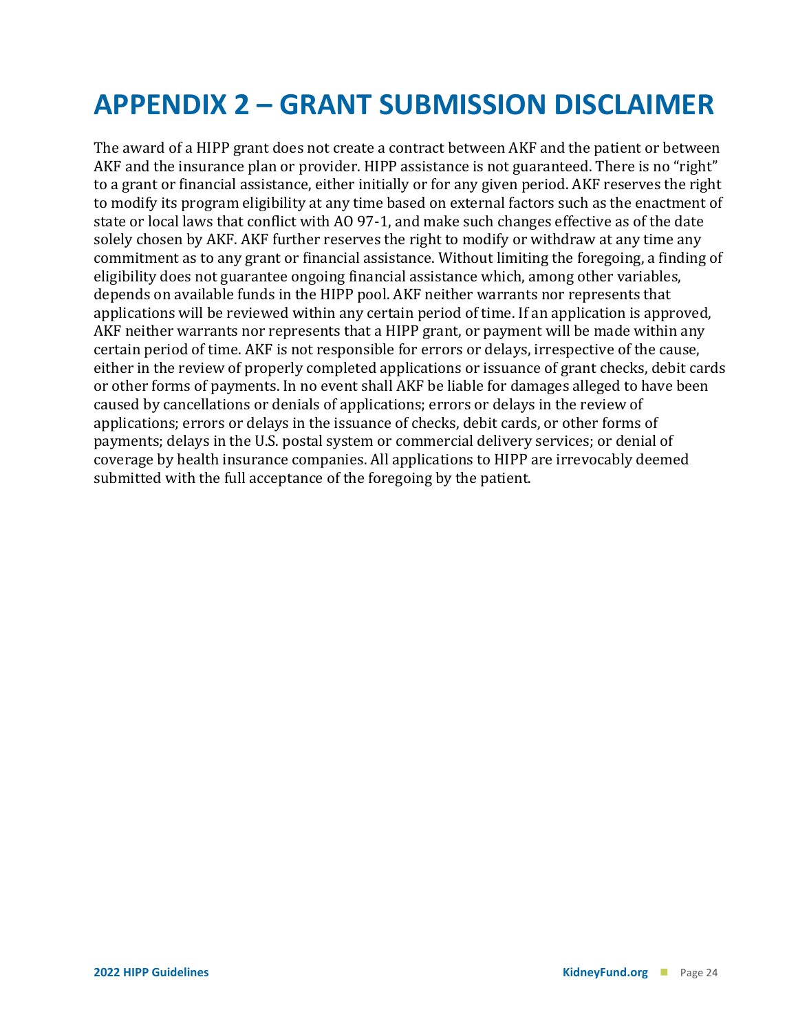# APPENDIX 2 – GRANT SUBMISSION DISCLAIMER

The award of a HIPP grant does not create a contract between AKF and the patient or between AKF and the insurance plan or provider. HIPP assistance is not guaranteed. There is no "right" to a grant or financial assistance, either initially or for any given period. AKF reserves the right to modify its program eligibility at any time based on external factors such as the enactment of state or local laws that conflict with AO 97-1, and make such changes effective as of the date solely chosen by AKF. AKF further reserves the right to modify or withdraw at any time any commitment as to any grant or financial assistance. Without limiting the foregoing, a finding of eligibility does not guarantee ongoing financial assistance which, among other variables, depends on available funds in the HIPP pool. AKF neither warrants nor represents that applications will be reviewed within any certain period of time. If an application is approved, AKF neither warrants nor represents that a HIPP grant, or payment will be made within any certain period of time. AKF is not responsible for errors or delays, irrespective of the cause, either in the review of properly completed applications or issuance of grant checks, debit cards or other forms of payments. In no event shall AKF be liable for damages alleged to have been caused by cancellations or denials of applications; errors or delays in the review of applications; errors or delays in the issuance of checks, debit cards, or other forms of payments; delays in the U.S. postal system or commercial delivery services; or denial of coverage by health insurance companies. All applications to HIPP are irrevocably deemed submitted with the full acceptance of the foregoing by the patient.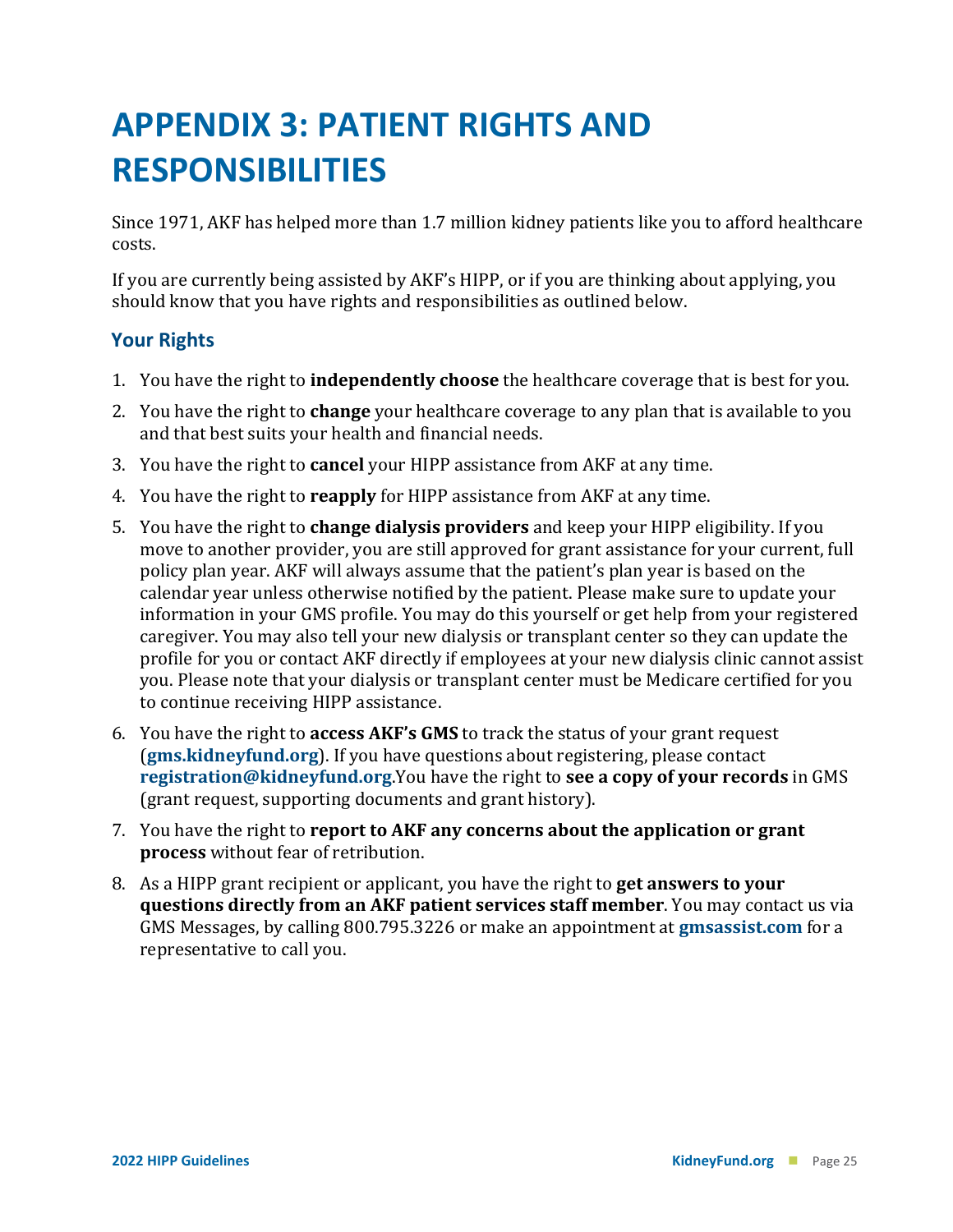# APPENDIX 3: PATIENT RIGHTS AND RESPONSIBILITIES

Since 1971, AKF has helped more than 1.7 million kidney patients like you to afford healthcare costs.

If you are currently being assisted by AKF's HIPP, or if you are thinking about applying, you should know that you have rights and responsibilities as outlined below.

## Your Rights

1. You have the right to **independently choose** the healthcare coverage that is best for you.
2. You have the right to **change** your healthcare coverage to any plan that is available to you and that best suits your health and financial needs.
3. You have the right to **cancel** your HIPP assistance from AKF at any time.
4. You have the right to **reapply** for HIPP assistance from AKF at any time.
5. You have the right to **change dialysis providers** and keep your HIPP eligibility. If you move to another provider, you are still approved for grant assistance for your current, full policy plan year. AKF will always assume that the patient's plan year is based on the calendar year unless otherwise notified by the patient. Please make sure to update your information in your GMS profile. You may do this yourself or get help from your registered caregiver. You may also tell your new dialysis or transplant center so they can update the profile for you or contact AKF directly if employees at your new dialysis clinic cannot assist you. Please note that your dialysis or transplant center must be Medicare certified for you to continue receiving HIPP assistance.
6. You have the right to **access AKF's GMS** to track the status of your grant request (**gms.kidneyfund.org**). If you have questions about registering, please contact **registration@kidneyfund.org**.You have the right to **see a copy of your records** in GMS (grant request, supporting documents and grant history).
7. You have the right to **report to AKF any concerns about the application or grant process** without fear of retribution.
8. As a HIPP grant recipient or applicant, you have the right to **get answers to your questions directly from an AKF patient services staff member**. You may contact us via GMS Messages, by calling 800.795.3226 or make an appointment at **gmsassist.com** for a representative to call you.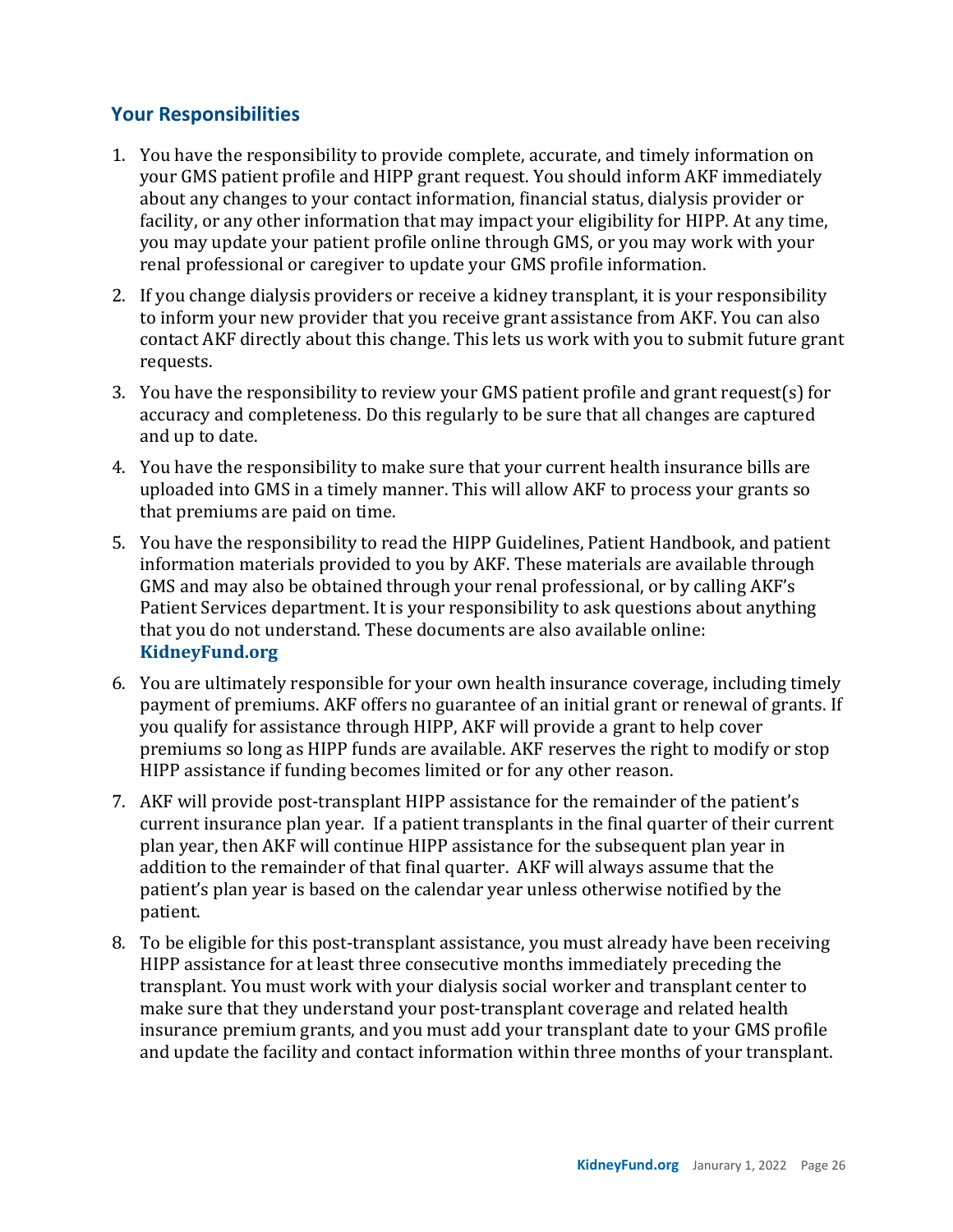## Your Responsibilities

1. You have the responsibility to provide complete, accurate, and timely information on your GMS patient profile and HIPP grant request. You should inform AKF immediately about any changes to your contact information, financial status, dialysis provider or facility, or any other information that may impact your eligibility for HIPP. At any time, you may update your patient profile online through GMS, or you may work with your renal professional or caregiver to update your GMS profile information.
2. If you change dialysis providers or receive a kidney transplant, it is your responsibility to inform your new provider that you receive grant assistance from AKF. You can also contact AKF directly about this change. This lets us work with you to submit future grant requests.
3. You have the responsibility to review your GMS patient profile and grant request(s) for accuracy and completeness. Do this regularly to be sure that all changes are captured and up to date.
4. You have the responsibility to make sure that your current health insurance bills are uploaded into GMS in a timely manner. This will allow AKF to process your grants so that premiums are paid on time.
5. You have the responsibility to read the HIPP Guidelines, Patient Handbook, and patient information materials provided to you by AKF. These materials are available through GMS and may also be obtained through your renal professional, or by calling AKF's Patient Services department. It is your responsibility to ask questions about anything that you do not understand. These documents are also available online: **KidneyFund.org**
6. You are ultimately responsible for your own health insurance coverage, including timely payment of premiums. AKF offers no guarantee of an initial grant or renewal of grants. If you qualify for assistance through HIPP, AKF will provide a grant to help cover premiums so long as HIPP funds are available. AKF reserves the right to modify or stop HIPP assistance if funding becomes limited or for any other reason.
7. AKF will provide post-transplant HIPP assistance for the remainder of the patient's current insurance plan year. If a patient transplants in the final quarter of their current plan year, then AKF will continue HIPP assistance for the subsequent plan year in addition to the remainder of that final quarter. AKF will always assume that the patient's plan year is based on the calendar year unless otherwise notified by the patient.
8. To be eligible for this post-transplant assistance, you must already have been receiving HIPP assistance for at least three consecutive months immediately preceding the transplant. You must work with your dialysis social worker and transplant center to make sure that they understand your post-transplant coverage and related health insurance premium grants, and you must add your transplant date to your GMS profile and update the facility and contact information within three months of your transplant.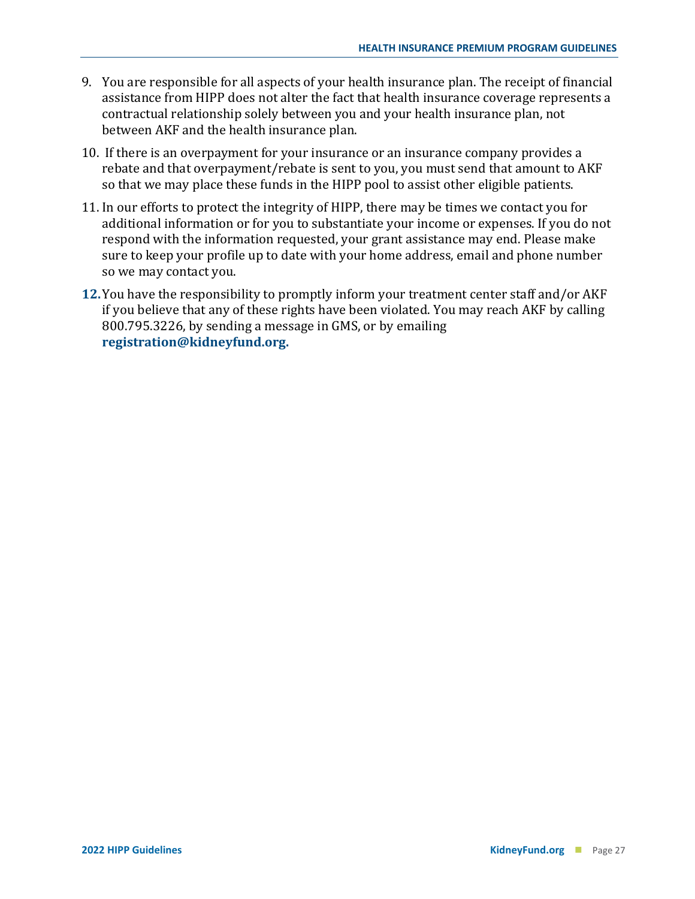9. You are responsible for all aspects of your health insurance plan. The receipt of financial assistance from HIPP does not alter the fact that health insurance coverage represents a contractual relationship solely between you and your health insurance plan, not between AKF and the health insurance plan.
10. If there is an overpayment for your insurance or an insurance company provides a rebate and that overpayment/rebate is sent to you, you must send that amount to AKF so that we may place these funds in the HIPP pool to assist other eligible patients.
11. In our efforts to protect the integrity of HIPP, there may be times we contact you for additional information or for you to substantiate your income or expenses. If you do not respond with the information requested, your grant assistance may end. Please make sure to keep your profile up to date with your home address, email and phone number so we may contact you.
12. You have the responsibility to promptly inform your treatment center staff and/or AKF if you believe that any of these rights have been violated. You may reach AKF by calling 800.795.3226, by sending a message in GMS, or by emailing **registration@kidneyfund.org.**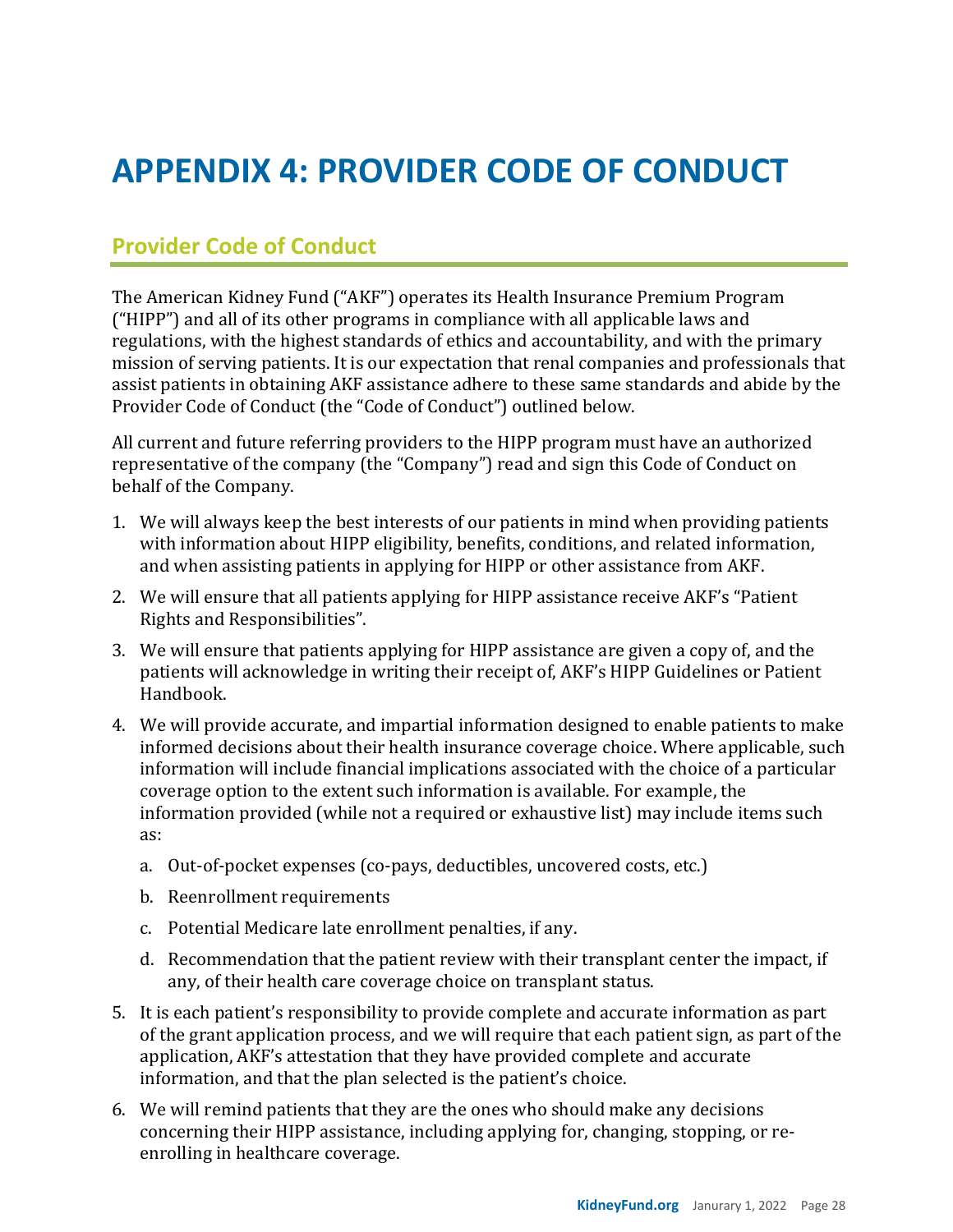# APPENDIX 4: PROVIDER CODE OF CONDUCT

## Provider Code of Conduct

The American Kidney Fund ("AKF") operates its Health Insurance Premium Program ("HIPP") and all of its other programs in compliance with all applicable laws and regulations, with the highest standards of ethics and accountability, and with the primary mission of serving patients. It is our expectation that renal companies and professionals that assist patients in obtaining AKF assistance adhere to these same standards and abide by the Provider Code of Conduct (the "Code of Conduct") outlined below.

All current and future referring providers to the HIPP program must have an authorized representative of the company (the "Company") read and sign this Code of Conduct on behalf of the Company.

1. We will always keep the best interests of our patients in mind when providing patients with information about HIPP eligibility, benefits, conditions, and related information, and when assisting patients in applying for HIPP or other assistance from AKF.
2. We will ensure that all patients applying for HIPP assistance receive AKF's "Patient Rights and Responsibilities".
3. We will ensure that patients applying for HIPP assistance are given a copy of, and the patients will acknowledge in writing their receipt of, AKF's HIPP Guidelines or Patient Handbook.
4. We will provide accurate, and impartial information designed to enable patients to make informed decisions about their health insurance coverage choice. Where applicable, such information will include financial implications associated with the choice of a particular coverage option to the extent such information is available. For example, the information provided (while not a required or exhaustive list) may include items such as:
   a. Out-of-pocket expenses (co-pays, deductibles, uncovered costs, etc.)
   b. Reenrollment requirements
   c. Potential Medicare late enrollment penalties, if any.
   d. Recommendation that the patient review with their transplant center the impact, if any, of their health care coverage choice on transplant status.
5. It is each patient's responsibility to provide complete and accurate information as part of the grant application process, and we will require that each patient sign, as part of the application, AKF's attestation that they have provided complete and accurate information, and that the plan selected is the patient's choice.
6. We will remind patients that they are the ones who should make any decisions concerning their HIPP assistance, including applying for, changing, stopping, or re-enrolling in healthcare coverage.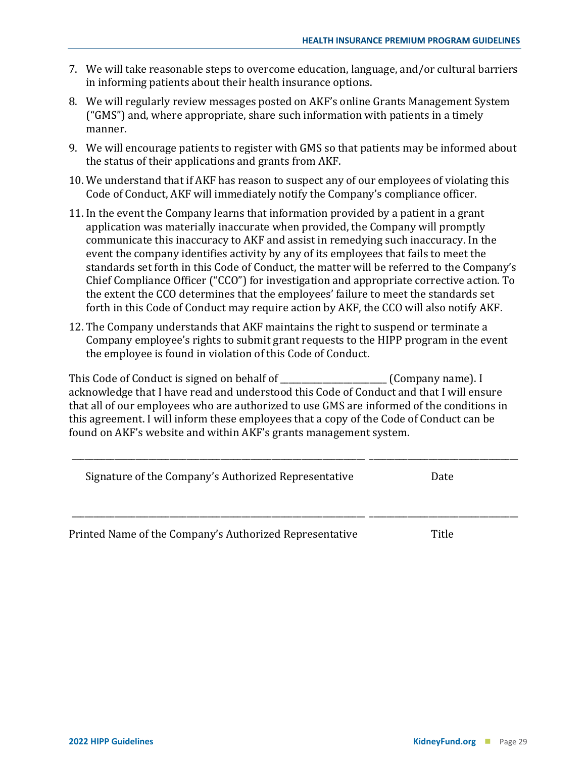7. We will take reasonable steps to overcome education, language, and/or cultural barriers in informing patients about their health insurance options.
8. We will regularly review messages posted on AKF's online Grants Management System ("GMS") and, where appropriate, share such information with patients in a timely manner.
9. We will encourage patients to register with GMS so that patients may be informed about the status of their applications and grants from AKF.
10. We understand that if AKF has reason to suspect any of our employees of violating this Code of Conduct, AKF will immediately notify the Company's compliance officer.
11. In the event the Company learns that information provided by a patient in a grant application was materially inaccurate when provided, the Company will promptly communicate this inaccuracy to AKF and assist in remedying such inaccuracy. In the event the company identifies activity by any of its employees that fails to meet the standards set forth in this Code of Conduct, the matter will be referred to the Company's Chief Compliance Officer ("CCO") for investigation and appropriate corrective action. To the extent the CCO determines that the employees' failure to meet the standards set forth in this Code of Conduct may require action by AKF, the CCO will also notify AKF.
12. The Company understands that AKF maintains the right to suspend or terminate a Company employee's rights to submit grant requests to the HIPP program in the event the employee is found in violation of this Code of Conduct.

This Code of Conduct is signed on behalf of _______________________ (Company name). I acknowledge that I have read and understood this Code of Conduct and that I will ensure that all of our employees who are authorized to use GMS are informed of the conditions in this agreement. I will inform these employees that a copy of the Code of Conduct can be found on AKF's website and within AKF's grants management system.

_______________________________________________ ___________________________

Signature of the Company's Authorized Representative Date

_______________________________________________ ___________________________

Printed Name of the Company's Authorized Representative Title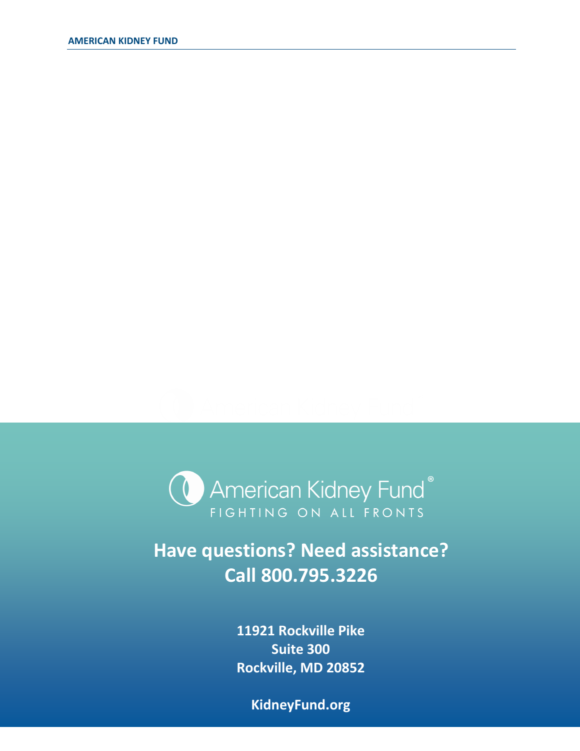American Kidney Fund®

FIGHTING ON ALL FRONTS

**Have questions? Need assistance?**
**Call 800.795.3226**

**11921 Rockville Pike**
**Suite 300**
**Rockville, MD 20852**

**KidneyFund.org**